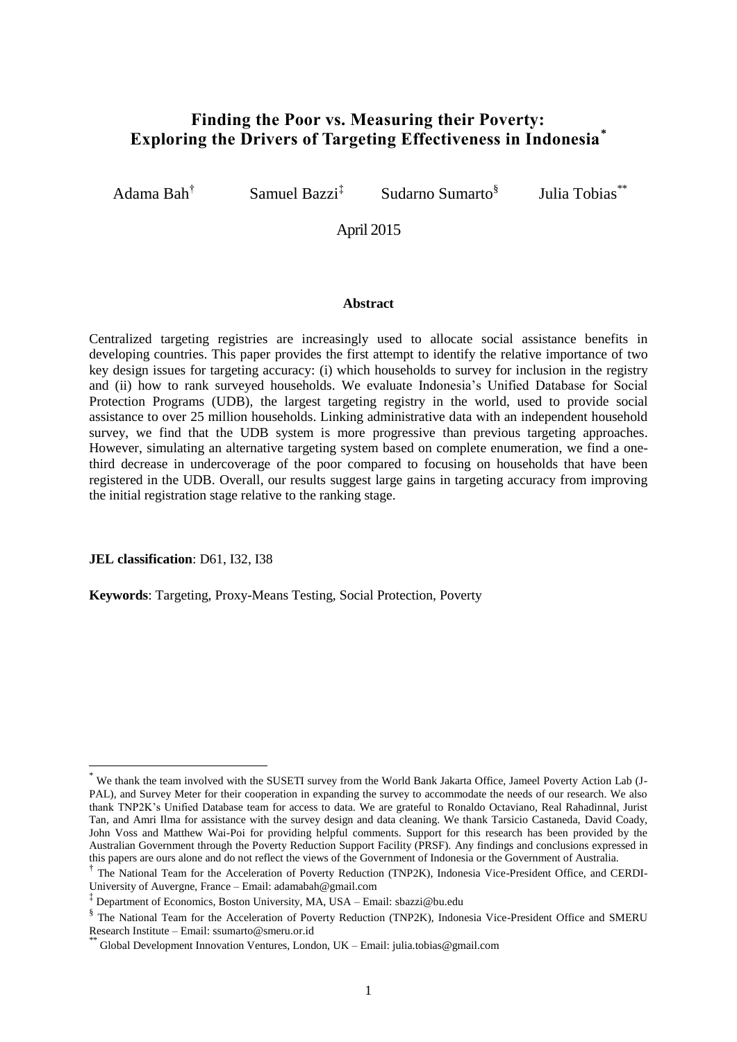# Finding the Poor vs. Measuring their Poverty: Exploring the Drivers of Targeting Effectiveness in Indonesia[*]

Adama Bah[†] Samuel Bazzi[‡] Sudarno Sumarto[§] Julia Tobias[**]

April 2015

## Abstract

Centralized targeting registries are increasingly used to allocate social assistance benefits in developing countries. This paper provides the first attempt to identify the relative importance of two key design issues for targeting accuracy: (i) which households to survey for inclusion in the registry and (ii) how to rank surveyed households. We evaluate Indonesia's Unified Database for Social Protection Programs (UDB), the largest targeting registry in the world, used to provide social assistance to over 25 million households. Linking administrative data with an independent household survey, we find that the UDB system is more progressive than previous targeting approaches. However, simulating an alternative targeting system based on complete enumeration, we find a one-third decrease in undercoverage of the poor compared to focusing on households that have been registered in the UDB. Overall, our results suggest large gains in targeting accuracy from improving the initial registration stage relative to the ranking stage.

**JEL classification**: D61, I32, I38

**Keywords**: Targeting, Proxy-Means Testing, Social Protection, Poverty

---

[*] We thank the team involved with the SUSETI survey from the World Bank Jakarta Office, Jameel Poverty Action Lab (J-PAL), and Survey Meter for their cooperation in expanding the survey to accommodate the needs of our research. We also thank TNP2K's Unified Database team for access to data. We are grateful to Ronaldo Octaviano, Real Rahadinnal, Jurist Tan, and Amri Ilma for assistance with the survey design and data cleaning. We thank Tarsicio Castaneda, David Coady, John Voss and Matthew Wai-Poi for providing helpful comments. Support for this research has been provided by the Australian Government through the Poverty Reduction Support Facility (PRSF). Any findings and conclusions expressed in this papers are ours alone and do not reflect the views of the Government of Indonesia or the Government of Australia.

[†] The National Team for the Acceleration of Poverty Reduction (TNP2K), Indonesia Vice-President Office, and CERDI-University of Auvergne, France – Email: adamabah@gmail.com

[‡] Department of Economics, Boston University, MA, USA – Email: sbazzi@bu.edu

[§] The National Team for the Acceleration of Poverty Reduction (TNP2K), Indonesia Vice-President Office and SMERU Research Institute – Email: ssumarto@smeru.or.id

[**] Global Development Innovation Ventures, London, UK – Email: julia.tobias@gmail.com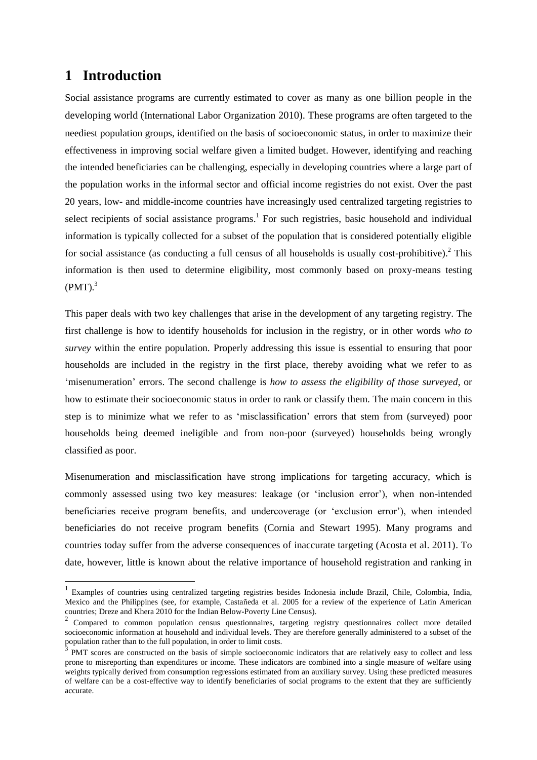# 1 Introduction

Social assistance programs are currently estimated to cover as many as one billion people in the developing world (International Labor Organization 2010). These programs are often targeted to the neediest population groups, identified on the basis of socioeconomic status, in order to maximize their effectiveness in improving social welfare given a limited budget. However, identifying and reaching the intended beneficiaries can be challenging, especially in developing countries where a large part of the population works in the informal sector and official income registries do not exist. Over the past 20 years, low- and middle-income countries have increasingly used centralized targeting registries to select recipients of social assistance programs.[1] For such registries, basic household and individual information is typically collected for a subset of the population that is considered potentially eligible for social assistance (as conducting a full census of all households is usually cost-prohibitive).[2] This information is then used to determine eligibility, most commonly based on proxy-means testing (PMT).[3]

This paper deals with two key challenges that arise in the development of any targeting registry. The first challenge is how to identify households for inclusion in the registry, or in other words *who to survey* within the entire population. Properly addressing this issue is essential to ensuring that poor households are included in the registry in the first place, thereby avoiding what we refer to as 'misenumeration' errors. The second challenge is *how to assess the eligibility of those surveyed*, or how to estimate their socioeconomic status in order to rank or classify them. The main concern in this step is to minimize what we refer to as 'misclassification' errors that stem from (surveyed) poor households being deemed ineligible and from non-poor (surveyed) households being wrongly classified as poor.

Misenumeration and misclassification have strong implications for targeting accuracy, which is commonly assessed using two key measures: leakage (or 'inclusion error'), when non-intended beneficiaries receive program benefits, and undercoverage (or 'exclusion error'), when intended beneficiaries do not receive program benefits (Cornia and Stewart 1995). Many programs and countries today suffer from the adverse consequences of inaccurate targeting (Acosta et al. 2011). To date, however, little is known about the relative importance of household registration and ranking in

---

[1] Examples of countries using centralized targeting registries besides Indonesia include Brazil, Chile, Colombia, India, Mexico and the Philippines (see, for example, Castañeda et al. 2005 for a review of the experience of Latin American countries; Dreze and Khera 2010 for the Indian Below-Poverty Line Census).

[2] Compared to common population census questionnaires, targeting registry questionnaires collect more detailed socioeconomic information at household and individual levels. They are therefore generally administered to a subset of the population rather than to the full population, in order to limit costs.

[3] PMT scores are constructed on the basis of simple socioeconomic indicators that are relatively easy to collect and less prone to misreporting than expenditures or income. These indicators are combined into a single measure of welfare using weights typically derived from consumption regressions estimated from an auxiliary survey. Using these predicted measures of welfare can be a cost-effective way to identify beneficiaries of social programs to the extent that they are sufficiently accurate.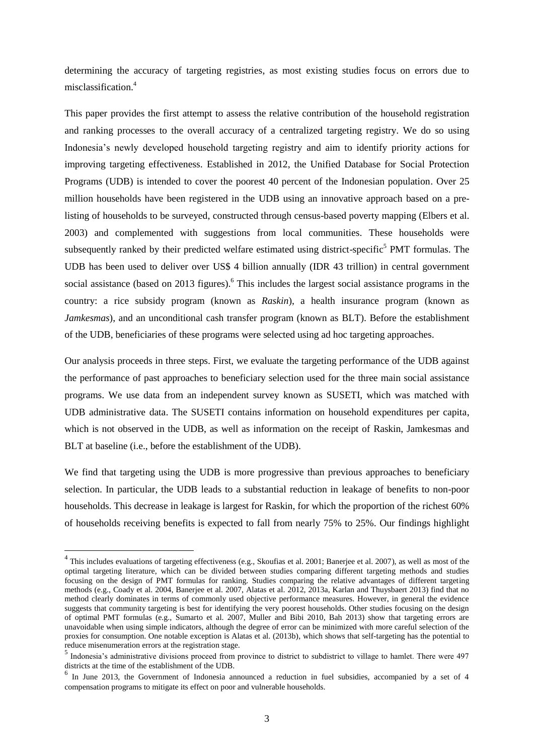determining the accuracy of targeting registries, as most existing studies focus on errors due to misclassification.[4]

This paper provides the first attempt to assess the relative contribution of the household registration and ranking processes to the overall accuracy of a centralized targeting registry. We do so using Indonesia's newly developed household targeting registry and aim to identify priority actions for improving targeting effectiveness. Established in 2012, the Unified Database for Social Protection Programs (UDB) is intended to cover the poorest 40 percent of the Indonesian population. Over 25 million households have been registered in the UDB using an innovative approach based on a pre-listing of households to be surveyed, constructed through census-based poverty mapping (Elbers et al. 2003) and complemented with suggestions from local communities. These households were subsequently ranked by their predicted welfare estimated using district-specific[5] PMT formulas. The UDB has been used to deliver over US$ 4 billion annually (IDR 43 trillion) in central government social assistance (based on 2013 figures).[6] This includes the largest social assistance programs in the country: a rice subsidy program (known as *Raskin*), a health insurance program (known as *Jamkesmas*), and an unconditional cash transfer program (known as BLT). Before the establishment of the UDB, beneficiaries of these programs were selected using ad hoc targeting approaches.

Our analysis proceeds in three steps. First, we evaluate the targeting performance of the UDB against the performance of past approaches to beneficiary selection used for the three main social assistance programs. We use data from an independent survey known as SUSETI, which was matched with UDB administrative data. The SUSETI contains information on household expenditures per capita, which is not observed in the UDB, as well as information on the receipt of Raskin, Jamkesmas and BLT at baseline (i.e., before the establishment of the UDB).

We find that targeting using the UDB is more progressive than previous approaches to beneficiary selection. In particular, the UDB leads to a substantial reduction in leakage of benefits to non-poor households. This decrease in leakage is largest for Raskin, for which the proportion of the richest 60% of households receiving benefits is expected to fall from nearly 75% to 25%. Our findings highlight

---

[4] This includes evaluations of targeting effectiveness (e.g., Skoufias et al. 2001; Banerjee et al. 2007), as well as most of the optimal targeting literature, which can be divided between studies comparing different targeting methods and studies focusing on the design of PMT formulas for ranking. Studies comparing the relative advantages of different targeting methods (e.g., Coady et al. 2004, Banerjee et al. 2007, Alatas et al. 2012, 2013a, Karlan and Thuysbaert 2013) find that no method clearly dominates in terms of commonly used objective performance measures. However, in general the evidence suggests that community targeting is best for identifying the very poorest households. Other studies focusing on the design of optimal PMT formulas (e.g., Sumarto et al. 2007, Muller and Bibi 2010, Bah 2013) show that targeting errors are unavoidable when using simple indicators, although the degree of error can be minimized with more careful selection of the proxies for consumption. One notable exception is Alatas et al. (2013b), which shows that self-targeting has the potential to reduce misenumeration errors at the registration stage.

[5] Indonesia's administrative divisions proceed from province to district to subdistrict to village to hamlet. There were 497 districts at the time of the establishment of the UDB.

[6] In June 2013, the Government of Indonesia announced a reduction in fuel subsidies, accompanied by a set of 4 compensation programs to mitigate its effect on poor and vulnerable households.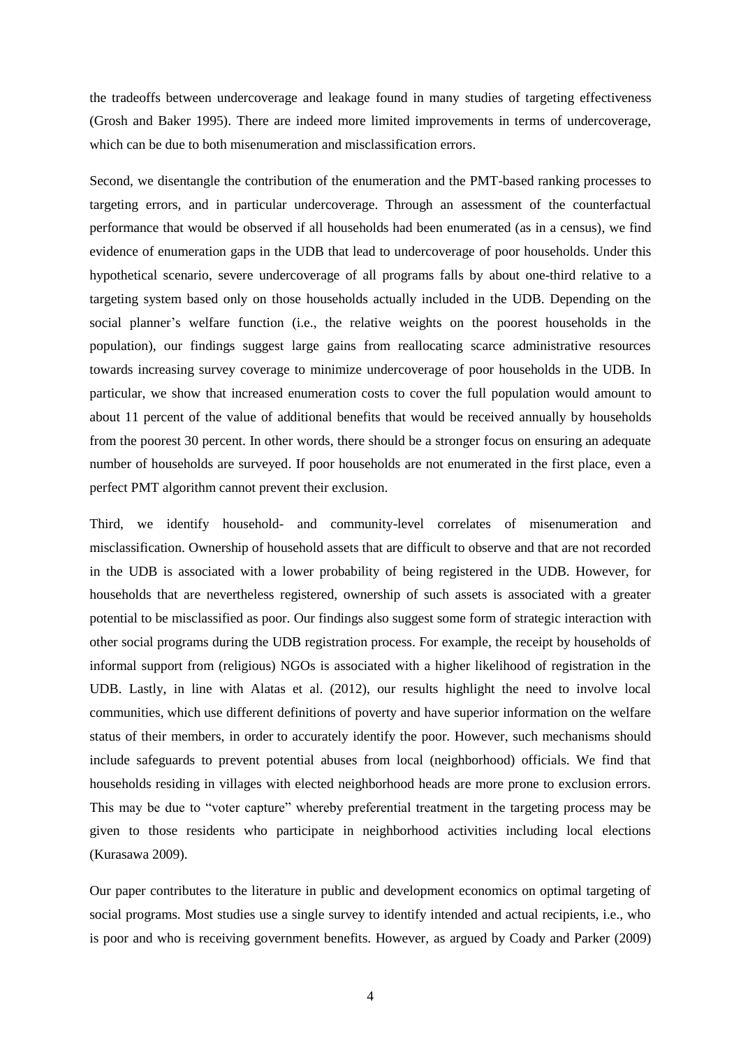the tradeoffs between undercoverage and leakage found in many studies of targeting effectiveness (Grosh and Baker 1995). There are indeed more limited improvements in terms of undercoverage, which can be due to both misenumeration and misclassification errors.

Second, we disentangle the contribution of the enumeration and the PMT-based ranking processes to targeting errors, and in particular undercoverage. Through an assessment of the counterfactual performance that would be observed if all households had been enumerated (as in a census), we find evidence of enumeration gaps in the UDB that lead to undercoverage of poor households. Under this hypothetical scenario, severe undercoverage of all programs falls by about one-third relative to a targeting system based only on those households actually included in the UDB. Depending on the social planner's welfare function (i.e., the relative weights on the poorest households in the population), our findings suggest large gains from reallocating scarce administrative resources towards increasing survey coverage to minimize undercoverage of poor households in the UDB. In particular, we show that increased enumeration costs to cover the full population would amount to about 11 percent of the value of additional benefits that would be received annually by households from the poorest 30 percent. In other words, there should be a stronger focus on ensuring an adequate number of households are surveyed. If poor households are not enumerated in the first place, even a perfect PMT algorithm cannot prevent their exclusion.

Third, we identify household- and community-level correlates of misenumeration and misclassification. Ownership of household assets that are difficult to observe and that are not recorded in the UDB is associated with a lower probability of being registered in the UDB. However, for households that are nevertheless registered, ownership of such assets is associated with a greater potential to be misclassified as poor. Our findings also suggest some form of strategic interaction with other social programs during the UDB registration process. For example, the receipt by households of informal support from (religious) NGOs is associated with a higher likelihood of registration in the UDB. Lastly, in line with Alatas et al. (2012), our results highlight the need to involve local communities, which use different definitions of poverty and have superior information on the welfare status of their members, in order to accurately identify the poor. However, such mechanisms should include safeguards to prevent potential abuses from local (neighborhood) officials. We find that households residing in villages with elected neighborhood heads are more prone to exclusion errors. This may be due to "voter capture" whereby preferential treatment in the targeting process may be given to those residents who participate in neighborhood activities including local elections (Kurasawa 2009).

Our paper contributes to the literature in public and development economics on optimal targeting of social programs. Most studies use a single survey to identify intended and actual recipients, i.e., who is poor and who is receiving government benefits. However, as argued by Coady and Parker (2009)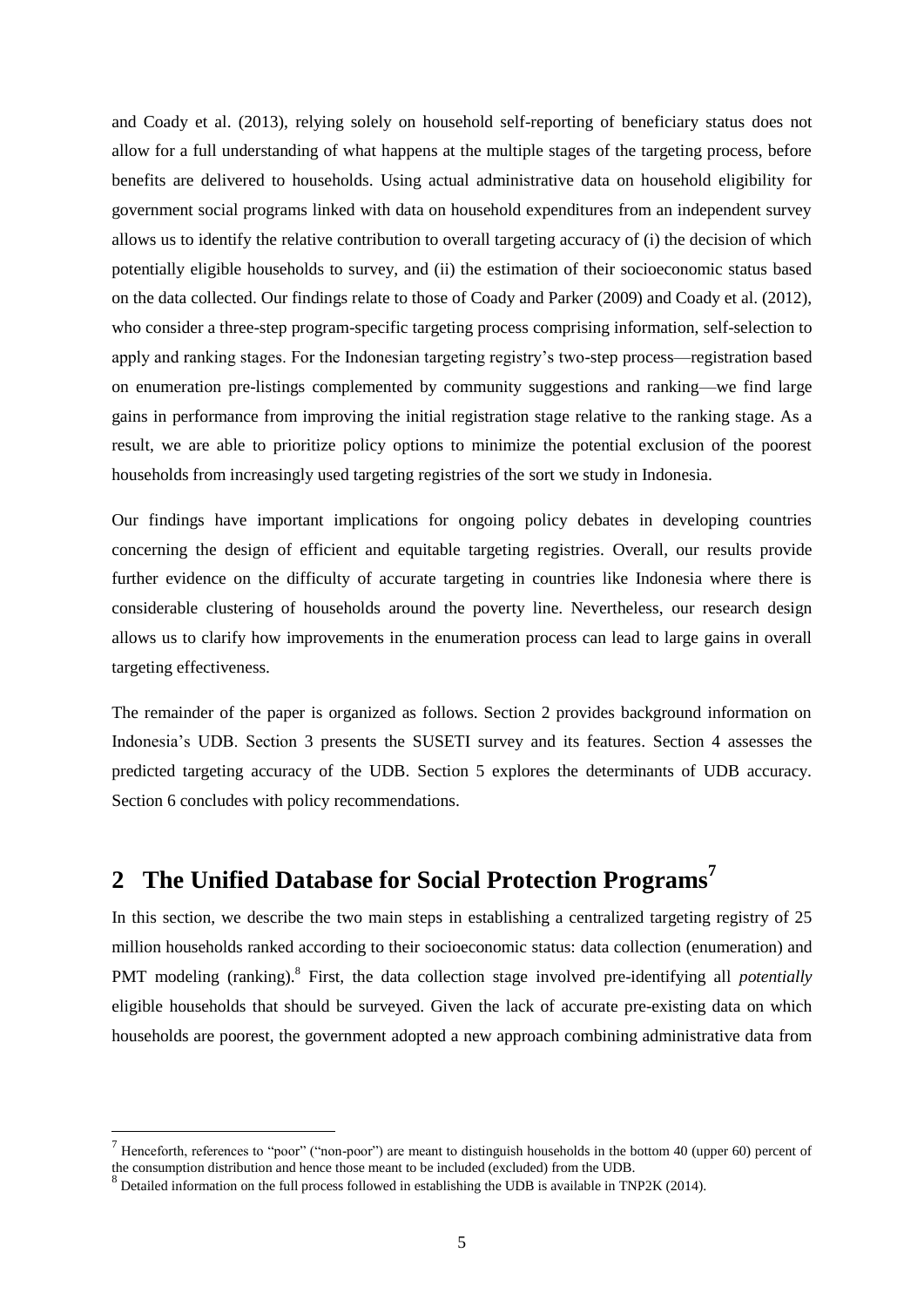and Coady et al. (2013), relying solely on household self-reporting of beneficiary status does not allow for a full understanding of what happens at the multiple stages of the targeting process, before benefits are delivered to households. Using actual administrative data on household eligibility for government social programs linked with data on household expenditures from an independent survey allows us to identify the relative contribution to overall targeting accuracy of (i) the decision of which potentially eligible households to survey, and (ii) the estimation of their socioeconomic status based on the data collected. Our findings relate to those of Coady and Parker (2009) and Coady et al. (2012), who consider a three-step program-specific targeting process comprising information, self-selection to apply and ranking stages. For the Indonesian targeting registry's two-step process—registration based on enumeration pre-listings complemented by community suggestions and ranking—we find large gains in performance from improving the initial registration stage relative to the ranking stage. As a result, we are able to prioritize policy options to minimize the potential exclusion of the poorest households from increasingly used targeting registries of the sort we study in Indonesia.

Our findings have important implications for ongoing policy debates in developing countries concerning the design of efficient and equitable targeting registries. Overall, our results provide further evidence on the difficulty of accurate targeting in countries like Indonesia where there is considerable clustering of households around the poverty line. Nevertheless, our research design allows us to clarify how improvements in the enumeration process can lead to large gains in overall targeting effectiveness.

The remainder of the paper is organized as follows. Section 2 provides background information on Indonesia's UDB. Section 3 presents the SUSETI survey and its features. Section 4 assesses the predicted targeting accuracy of the UDB. Section 5 explores the determinants of UDB accuracy. Section 6 concludes with policy recommendations.

# 2 The Unified Database for Social Protection Programs[7]

In this section, we describe the two main steps in establishing a centralized targeting registry of 25 million households ranked according to their socioeconomic status: data collection (enumeration) and PMT modeling (ranking).[8] First, the data collection stage involved pre-identifying all *potentially* eligible households that should be surveyed. Given the lack of accurate pre-existing data on which households are poorest, the government adopted a new approach combining administrative data from

[7] Henceforth, references to "poor" ("non-poor") are meant to distinguish households in the bottom 40 (upper 60) percent of the consumption distribution and hence those meant to be included (excluded) from the UDB.

[8] Detailed information on the full process followed in establishing the UDB is available in TNP2K (2014).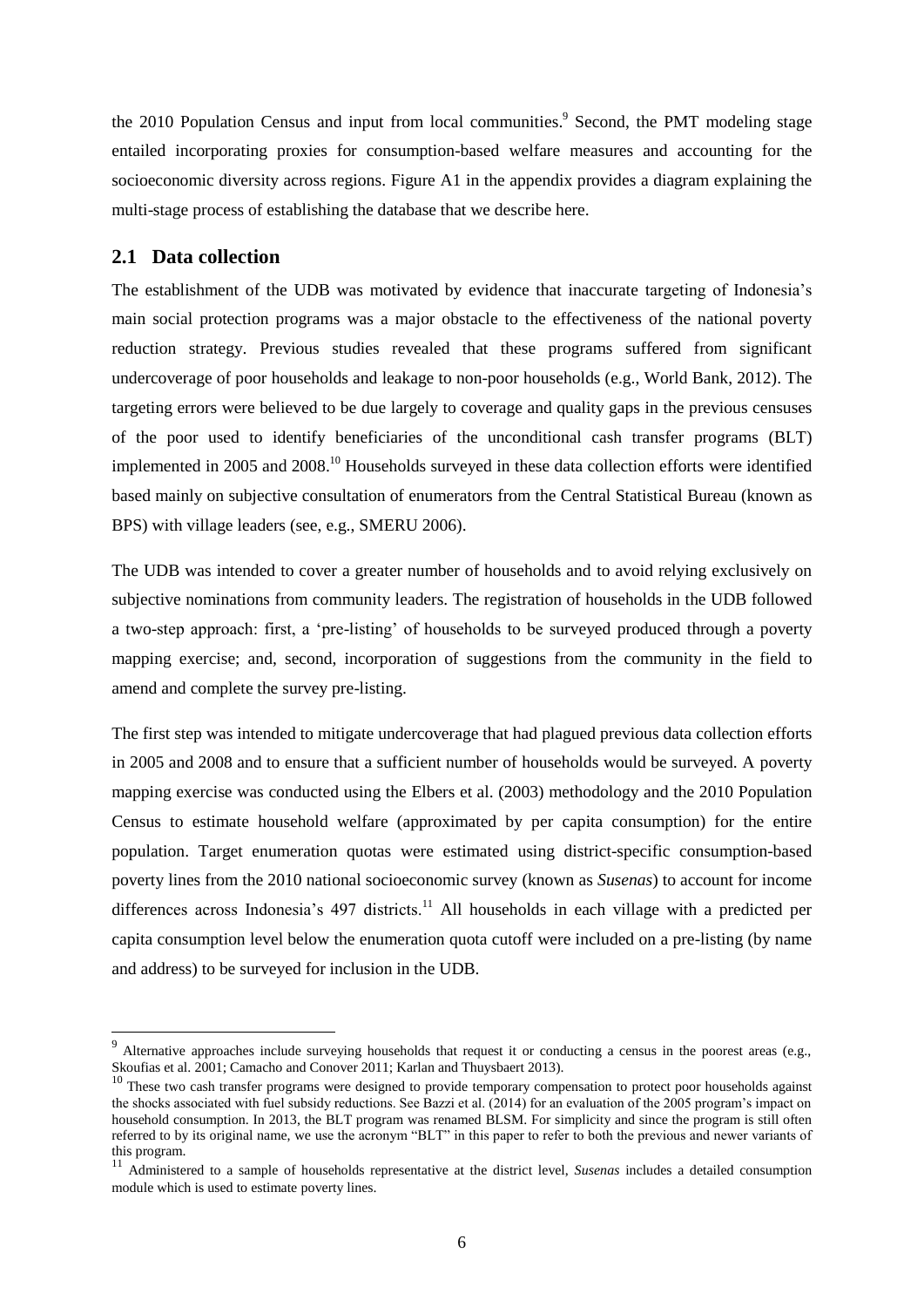the 2010 Population Census and input from local communities.[9] Second, the PMT modeling stage entailed incorporating proxies for consumption-based welfare measures and accounting for the socioeconomic diversity across regions. Figure A1 in the appendix provides a diagram explaining the multi-stage process of establishing the database that we describe here.

## 2.1 Data collection

The establishment of the UDB was motivated by evidence that inaccurate targeting of Indonesia's main social protection programs was a major obstacle to the effectiveness of the national poverty reduction strategy. Previous studies revealed that these programs suffered from significant undercoverage of poor households and leakage to non-poor households (e.g., World Bank, 2012). The targeting errors were believed to be due largely to coverage and quality gaps in the previous censuses of the poor used to identify beneficiaries of the unconditional cash transfer programs (BLT) implemented in 2005 and 2008.[10] Households surveyed in these data collection efforts were identified based mainly on subjective consultation of enumerators from the Central Statistical Bureau (known as BPS) with village leaders (see, e.g., SMERU 2006).

The UDB was intended to cover a greater number of households and to avoid relying exclusively on subjective nominations from community leaders. The registration of households in the UDB followed a two-step approach: first, a 'pre-listing' of households to be surveyed produced through a poverty mapping exercise; and, second, incorporation of suggestions from the community in the field to amend and complete the survey pre-listing.

The first step was intended to mitigate undercoverage that had plagued previous data collection efforts in 2005 and 2008 and to ensure that a sufficient number of households would be surveyed. A poverty mapping exercise was conducted using the Elbers et al. (2003) methodology and the 2010 Population Census to estimate household welfare (approximated by per capita consumption) for the entire population. Target enumeration quotas were estimated using district-specific consumption-based poverty lines from the 2010 national socioeconomic survey (known as *Susenas*) to account for income differences across Indonesia's 497 districts.[11] All households in each village with a predicted per capita consumption level below the enumeration quota cutoff were included on a pre-listing (by name and address) to be surveyed for inclusion in the UDB.

[9] Alternative approaches include surveying households that request it or conducting a census in the poorest areas (e.g., Skoufias et al. 2001; Camacho and Conover 2011; Karlan and Thuysbaert 2013).

[10] These two cash transfer programs were designed to provide temporary compensation to protect poor households against the shocks associated with fuel subsidy reductions. See Bazzi et al. (2014) for an evaluation of the 2005 program's impact on household consumption. In 2013, the BLT program was renamed BLSM. For simplicity and since the program is still often referred to by its original name, we use the acronym "BLT" in this paper to refer to both the previous and newer variants of this program.

[11] Administered to a sample of households representative at the district level, *Susenas* includes a detailed consumption module which is used to estimate poverty lines.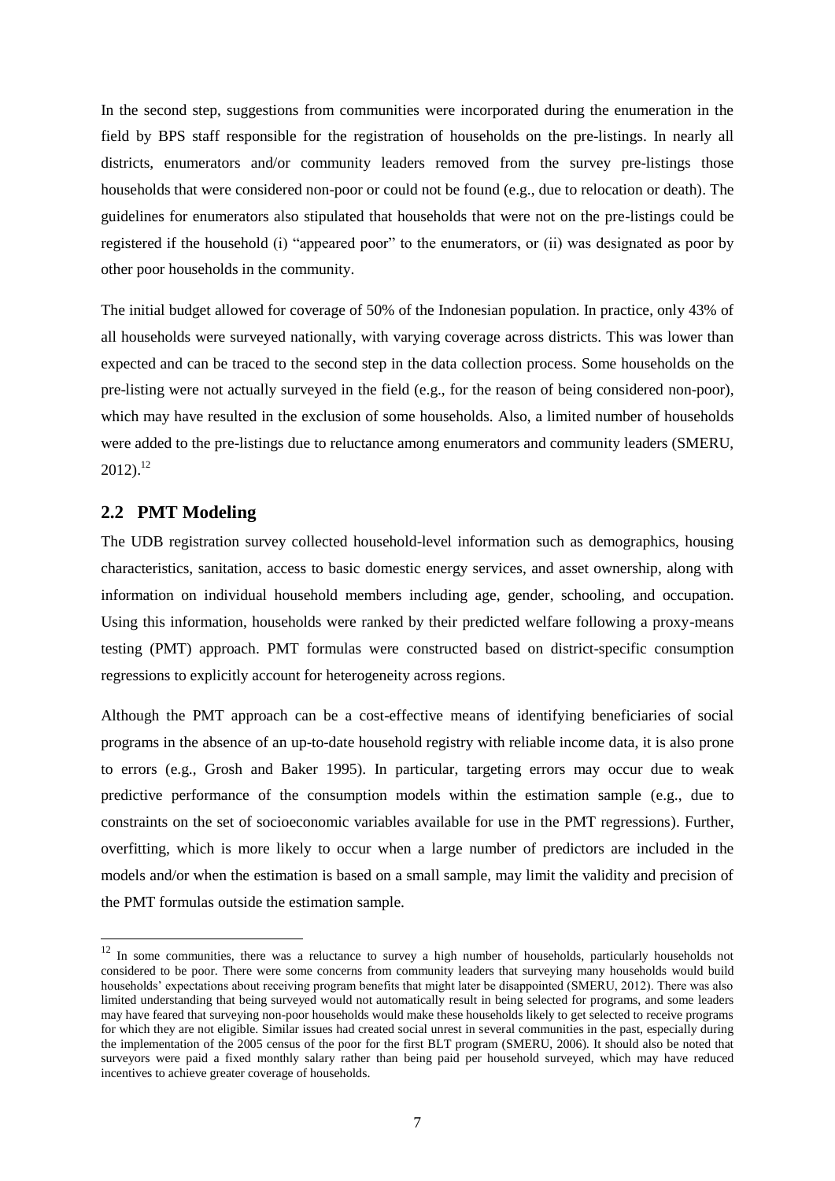In the second step, suggestions from communities were incorporated during the enumeration in the field by BPS staff responsible for the registration of households on the pre-listings. In nearly all districts, enumerators and/or community leaders removed from the survey pre-listings those households that were considered non-poor or could not be found (e.g., due to relocation or death). The guidelines for enumerators also stipulated that households that were not on the pre-listings could be registered if the household (i) "appeared poor" to the enumerators, or (ii) was designated as poor by other poor households in the community.

The initial budget allowed for coverage of 50% of the Indonesian population. In practice, only 43% of all households were surveyed nationally, with varying coverage across districts. This was lower than expected and can be traced to the second step in the data collection process. Some households on the pre-listing were not actually surveyed in the field (e.g., for the reason of being considered non-poor), which may have resulted in the exclusion of some households. Also, a limited number of households were added to the pre-listings due to reluctance among enumerators and community leaders (SMERU, 2012).[12]

## 2.2 PMT Modeling

The UDB registration survey collected household-level information such as demographics, housing characteristics, sanitation, access to basic domestic energy services, and asset ownership, along with information on individual household members including age, gender, schooling, and occupation. Using this information, households were ranked by their predicted welfare following a proxy-means testing (PMT) approach. PMT formulas were constructed based on district-specific consumption regressions to explicitly account for heterogeneity across regions.

Although the PMT approach can be a cost-effective means of identifying beneficiaries of social programs in the absence of an up-to-date household registry with reliable income data, it is also prone to errors (e.g., Grosh and Baker 1995). In particular, targeting errors may occur due to weak predictive performance of the consumption models within the estimation sample (e.g., due to constraints on the set of socioeconomic variables available for use in the PMT regressions). Further, overfitting, which is more likely to occur when a large number of predictors are included in the models and/or when the estimation is based on a small sample, may limit the validity and precision of the PMT formulas outside the estimation sample.

[12] In some communities, there was a reluctance to survey a high number of households, particularly households not considered to be poor. There were some concerns from community leaders that surveying many households would build households' expectations about receiving program benefits that might later be disappointed (SMERU, 2012). There was also limited understanding that being surveyed would not automatically result in being selected for programs, and some leaders may have feared that surveying non-poor households would make these households likely to get selected to receive programs for which they are not eligible. Similar issues had created social unrest in several communities in the past, especially during the implementation of the 2005 census of the poor for the first BLT program (SMERU, 2006). It should also be noted that surveyors were paid a fixed monthly salary rather than being paid per household surveyed, which may have reduced incentives to achieve greater coverage of households.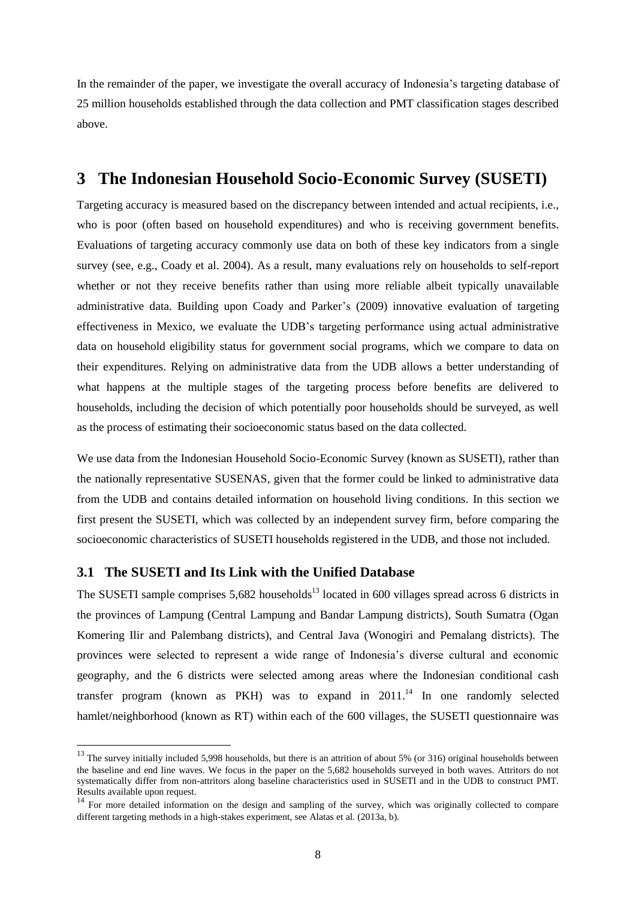In the remainder of the paper, we investigate the overall accuracy of Indonesia's targeting database of 25 million households established through the data collection and PMT classification stages described above.

# 3 The Indonesian Household Socio-Economic Survey (SUSETI)

Targeting accuracy is measured based on the discrepancy between intended and actual recipients, i.e., who is poor (often based on household expenditures) and who is receiving government benefits. Evaluations of targeting accuracy commonly use data on both of these key indicators from a single survey (see, e.g., Coady et al. 2004). As a result, many evaluations rely on households to self-report whether or not they receive benefits rather than using more reliable albeit typically unavailable administrative data. Building upon Coady and Parker's (2009) innovative evaluation of targeting effectiveness in Mexico, we evaluate the UDB's targeting performance using actual administrative data on household eligibility status for government social programs, which we compare to data on their expenditures. Relying on administrative data from the UDB allows a better understanding of what happens at the multiple stages of the targeting process before benefits are delivered to households, including the decision of which potentially poor households should be surveyed, as well as the process of estimating their socioeconomic status based on the data collected.

We use data from the Indonesian Household Socio-Economic Survey (known as SUSETI), rather than the nationally representative SUSENAS, given that the former could be linked to administrative data from the UDB and contains detailed information on household living conditions. In this section we first present the SUSETI, which was collected by an independent survey firm, before comparing the socioeconomic characteristics of SUSETI households registered in the UDB, and those not included.

## 3.1 The SUSETI and Its Link with the Unified Database

The SUSETI sample comprises 5,682 households[13] located in 600 villages spread across 6 districts in the provinces of Lampung (Central Lampung and Bandar Lampung districts), South Sumatra (Ogan Komering Ilir and Palembang districts), and Central Java (Wonogiri and Pemalang districts). The provinces were selected to represent a wide range of Indonesia's diverse cultural and economic geography, and the 6 districts were selected among areas where the Indonesian conditional cash transfer program (known as PKH) was to expand in 2011.[14] In one randomly selected hamlet/neighborhood (known as RT) within each of the 600 villages, the SUSETI questionnaire was

[13] The survey initially included 5,998 households, but there is an attrition of about 5% (or 316) original households between the baseline and end line waves. We focus in the paper on the 5,682 households surveyed in both waves. Attritors do not systematically differ from non-attritors along baseline characteristics used in SUSETI and in the UDB to construct PMT. Results available upon request.

[14] For more detailed information on the design and sampling of the survey, which was originally collected to compare different targeting methods in a high-stakes experiment, see Alatas et al. (2013a, b).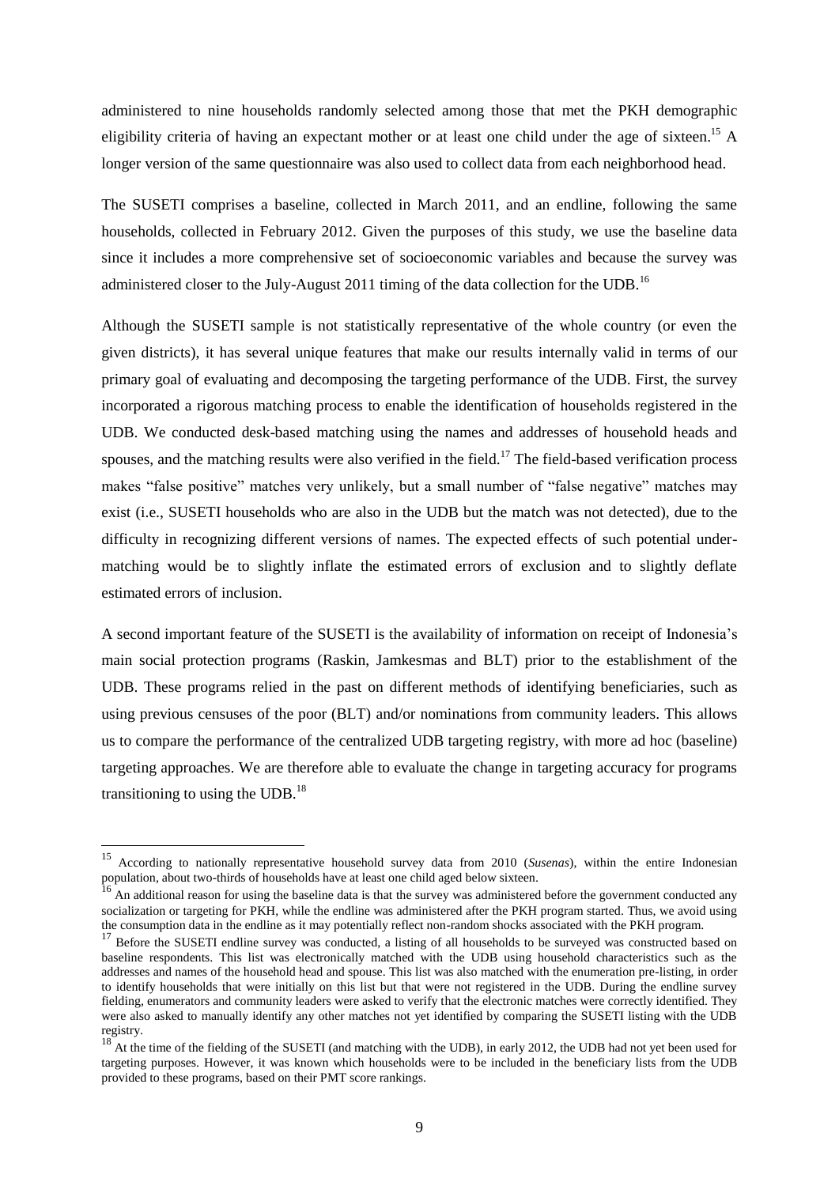administered to nine households randomly selected among those that met the PKH demographic eligibility criteria of having an expectant mother or at least one child under the age of sixteen.[15] A longer version of the same questionnaire was also used to collect data from each neighborhood head.

The SUSETI comprises a baseline, collected in March 2011, and an endline, following the same households, collected in February 2012. Given the purposes of this study, we use the baseline data since it includes a more comprehensive set of socioeconomic variables and because the survey was administered closer to the July-August 2011 timing of the data collection for the UDB.[16]

Although the SUSETI sample is not statistically representative of the whole country (or even the given districts), it has several unique features that make our results internally valid in terms of our primary goal of evaluating and decomposing the targeting performance of the UDB. First, the survey incorporated a rigorous matching process to enable the identification of households registered in the UDB. We conducted desk-based matching using the names and addresses of household heads and spouses, and the matching results were also verified in the field.[17] The field-based verification process makes "false positive" matches very unlikely, but a small number of "false negative" matches may exist (i.e., SUSETI households who are also in the UDB but the match was not detected), due to the difficulty in recognizing different versions of names. The expected effects of such potential under-matching would be to slightly inflate the estimated errors of exclusion and to slightly deflate estimated errors of inclusion.

A second important feature of the SUSETI is the availability of information on receipt of Indonesia's main social protection programs (Raskin, Jamkesmas and BLT) prior to the establishment of the UDB. These programs relied in the past on different methods of identifying beneficiaries, such as using previous censuses of the poor (BLT) and/or nominations from community leaders. This allows us to compare the performance of the centralized UDB targeting registry, with more ad hoc (baseline) targeting approaches. We are therefore able to evaluate the change in targeting accuracy for programs transitioning to using the UDB.[18]

---

[15] According to nationally representative household survey data from 2010 (*Susenas*), within the entire Indonesian population, about two-thirds of households have at least one child aged below sixteen.

[16] An additional reason for using the baseline data is that the survey was administered before the government conducted any socialization or targeting for PKH, while the endline was administered after the PKH program started. Thus, we avoid using the consumption data in the endline as it may potentially reflect non-random shocks associated with the PKH program.

[17] Before the SUSETI endline survey was conducted, a listing of all households to be surveyed was constructed based on baseline respondents. This list was electronically matched with the UDB using household characteristics such as the addresses and names of the household head and spouse. This list was also matched with the enumeration pre-listing, in order to identify households that were initially on this list but that were not registered in the UDB. During the endline survey fielding, enumerators and community leaders were asked to verify that the electronic matches were correctly identified. They were also asked to manually identify any other matches not yet identified by comparing the SUSETI listing with the UDB registry.

[18] At the time of the fielding of the SUSETI (and matching with the UDB), in early 2012, the UDB had not yet been used for targeting purposes. However, it was known which households were to be included in the beneficiary lists from the UDB provided to these programs, based on their PMT score rankings.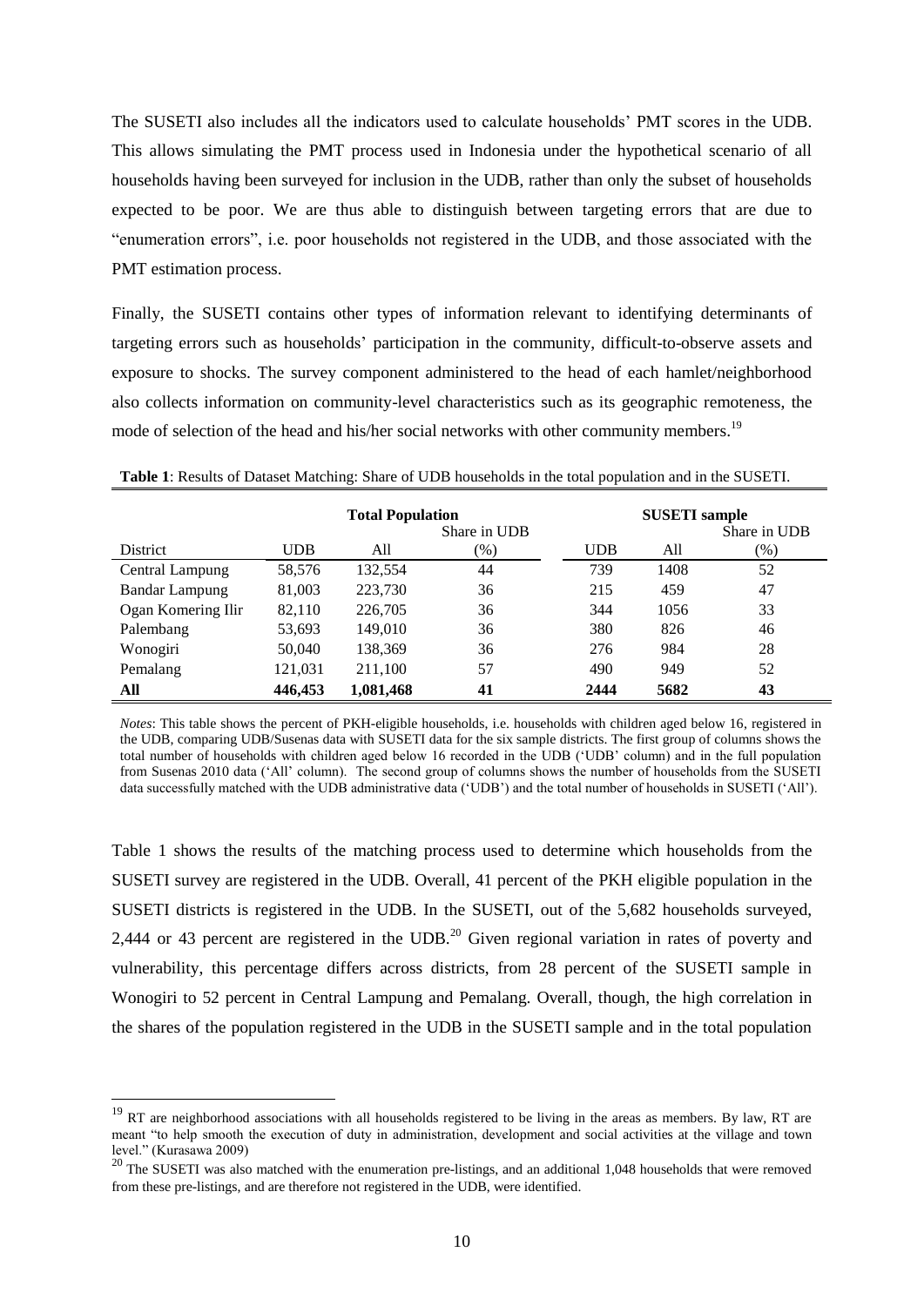The SUSETI also includes all the indicators used to calculate households' PMT scores in the UDB. This allows simulating the PMT process used in Indonesia under the hypothetical scenario of all households having been surveyed for inclusion in the UDB, rather than only the subset of households expected to be poor. We are thus able to distinguish between targeting errors that are due to "enumeration errors", i.e. poor households not registered in the UDB, and those associated with the PMT estimation process.

Finally, the SUSETI contains other types of information relevant to identifying determinants of targeting errors such as households' participation in the community, difficult-to-observe assets and exposure to shocks. The survey component administered to the head of each hamlet/neighborhood also collects information on community-level characteristics such as its geographic remoteness, the mode of selection of the head and his/her social networks with other community members.[19]

**Table 1**: Results of Dataset Matching: Share of UDB households in the total population and in the SUSETI.

| | Total Population | | | SUSETI sample | | |
|---|---|---|---|---|---|---|
| District | UDB | All | Share in UDB (%) | UDB | All | Share in UDB (%) |
| Central Lampung | 58,576 | 132,554 | 44 | 739 | 1408 | 52 |
| Bandar Lampung | 81,003 | 223,730 | 36 | 215 | 459 | 47 |
| Ogan Komering Ilir | 82,110 | 226,705 | 36 | 344 | 1056 | 33 |
| Palembang | 53,693 | 149,010 | 36 | 380 | 826 | 46 |
| Wonogiri | 50,040 | 138,369 | 36 | 276 | 984 | 28 |
| Pemalang | 121,031 | 211,100 | 57 | 490 | 949 | 52 |
| **All** | **446,453** | **1,081,468** | **41** | **2444** | **5682** | **43** |

*Notes*: This table shows the percent of PKH-eligible households, i.e. households with children aged below 16, registered in the UDB, comparing UDB/Susenas data with SUSETI data for the six sample districts. The first group of columns shows the total number of households with children aged below 16 recorded in the UDB ('UDB' column) and in the full population from Susenas 2010 data ('All' column). The second group of columns shows the number of households from the SUSETI data successfully matched with the UDB administrative data ('UDB') and the total number of households in SUSETI ('All').

Table 1 shows the results of the matching process used to determine which households from the SUSETI survey are registered in the UDB. Overall, 41 percent of the PKH eligible population in the SUSETI districts is registered in the UDB. In the SUSETI, out of the 5,682 households surveyed, 2,444 or 43 percent are registered in the UDB.[20] Given regional variation in rates of poverty and vulnerability, this percentage differs across districts, from 28 percent of the SUSETI sample in Wonogiri to 52 percent in Central Lampung and Pemalang. Overall, though, the high correlation in the shares of the population registered in the UDB in the SUSETI sample and in the total population

[19] RT are neighborhood associations with all households registered to be living in the areas as members. By law, RT are meant "to help smooth the execution of duty in administration, development and social activities at the village and town level." (Kurasawa 2009)

[20] The SUSETI was also matched with the enumeration pre-listings, and an additional 1,048 households that were removed from these pre-listings, and are therefore not registered in the UDB, were identified.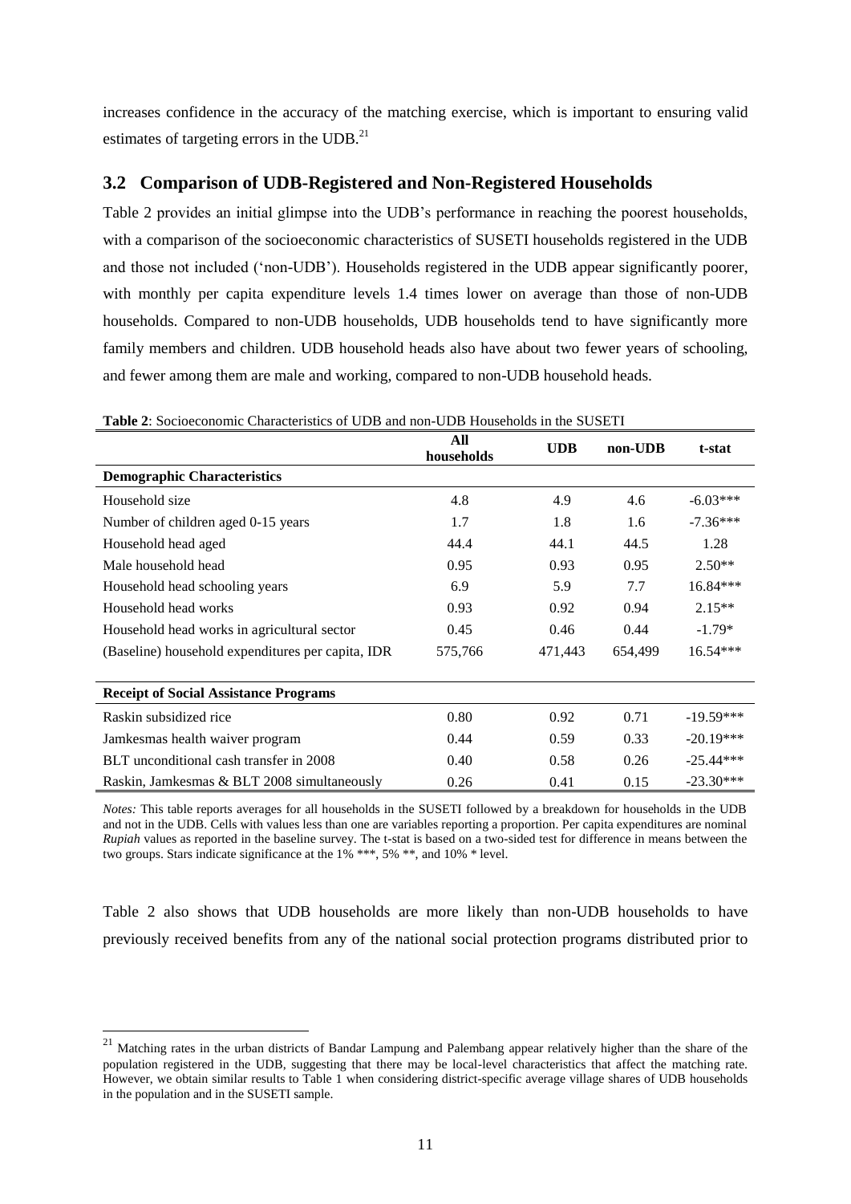increases confidence in the accuracy of the matching exercise, which is important to ensuring valid estimates of targeting errors in the UDB.[21]

## 3.2 Comparison of UDB-Registered and Non-Registered Households

Table 2 provides an initial glimpse into the UDB's performance in reaching the poorest households, with a comparison of the socioeconomic characteristics of SUSETI households registered in the UDB and those not included ('non-UDB'). Households registered in the UDB appear significantly poorer, with monthly per capita expenditure levels 1.4 times lower on average than those of non-UDB households. Compared to non-UDB households, UDB households tend to have significantly more family members and children. UDB household heads also have about two fewer years of schooling, and fewer among them are male and working, compared to non-UDB household heads.

**Table 2**: Socioeconomic Characteristics of UDB and non-UDB Households in the SUSETI

| | All households | UDB | non-UDB | t-stat |
|---|---|---|---|---|
| **Demographic Characteristics** | | | | |
| Household size | 4.8 | 4.9 | 4.6 | -6.03*** |
| Number of children aged 0-15 years | 1.7 | 1.8 | 1.6 | -7.36*** |
| Household head aged | 44.4 | 44.1 | 44.5 | 1.28 |
| Male household head | 0.95 | 0.93 | 0.95 | 2.50** |
| Household head schooling years | 6.9 | 5.9 | 7.7 | 16.84*** |
| Household head works | 0.93 | 0.92 | 0.94 | 2.15** |
| Household head works in agricultural sector | 0.45 | 0.46 | 0.44 | -1.79* |
| (Baseline) household expenditures per capita, IDR | 575,766 | 471,443 | 654,499 | 16.54*** |
| **Receipt of Social Assistance Programs** | | | | |
| Raskin subsidized rice | 0.80 | 0.92 | 0.71 | -19.59*** |
| Jamkesmas health waiver program | 0.44 | 0.59 | 0.33 | -20.19*** |
| BLT unconditional cash transfer in 2008 | 0.40 | 0.58 | 0.26 | -25.44*** |
| Raskin, Jamkesmas & BLT 2008 simultaneously | 0.26 | 0.41 | 0.15 | -23.30*** |

*Notes:* This table reports averages for all households in the SUSETI followed by a breakdown for households in the UDB and not in the UDB. Cells with values less than one are variables reporting a proportion. Per capita expenditures are nominal *Rupiah* values as reported in the baseline survey. The t-stat is based on a two-sided test for difference in means between the two groups. Stars indicate significance at the 1% ***, 5% **, and 10% * level.

Table 2 also shows that UDB households are more likely than non-UDB households to have previously received benefits from any of the national social protection programs distributed prior to

[21] Matching rates in the urban districts of Bandar Lampung and Palembang appear relatively higher than the share of the population registered in the UDB, suggesting that there may be local-level characteristics that affect the matching rate. However, we obtain similar results to Table 1 when considering district-specific average village shares of UDB households in the population and in the SUSETI sample.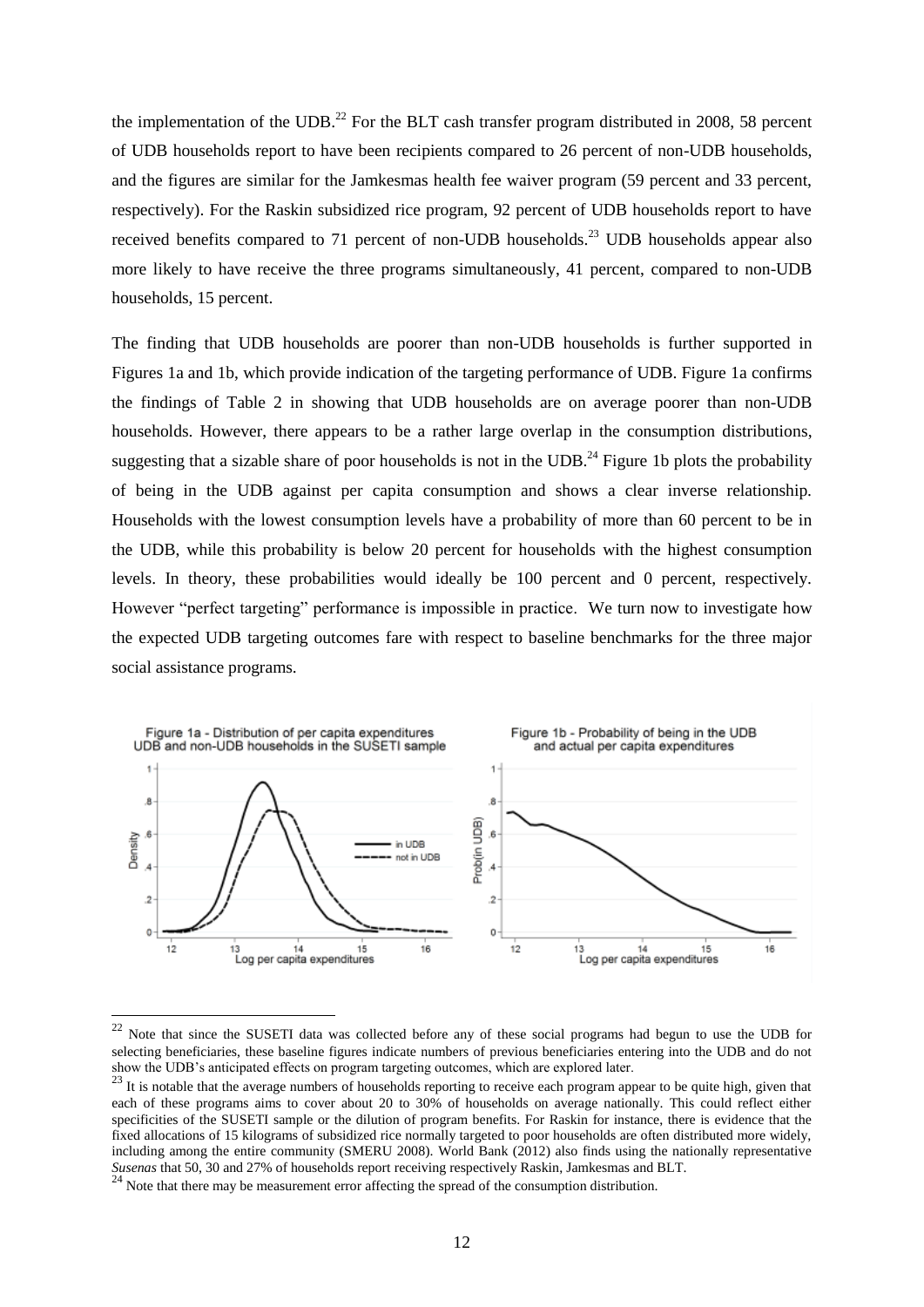the implementation of the UDB.[22] For the BLT cash transfer program distributed in 2008, 58 percent of UDB households report to have been recipients compared to 26 percent of non-UDB households, and the figures are similar for the Jamkesmas health fee waiver program (59 percent and 33 percent, respectively). For the Raskin subsidized rice program, 92 percent of UDB households report to have received benefits compared to 71 percent of non-UDB households.[23] UDB households appear also more likely to have receive the three programs simultaneously, 41 percent, compared to non-UDB households, 15 percent.

The finding that UDB households are poorer than non-UDB households is further supported in Figures 1a and 1b, which provide indication of the targeting performance of UDB. Figure 1a confirms the findings of Table 2 in showing that UDB households are on average poorer than non-UDB households. However, there appears to be a rather large overlap in the consumption distributions, suggesting that a sizable share of poor households is not in the UDB.[24] Figure 1b plots the probability of being in the UDB against per capita consumption and shows a clear inverse relationship. Households with the lowest consumption levels have a probability of more than 60 percent to be in the UDB, while this probability is below 20 percent for households with the highest consumption levels. In theory, these probabilities would ideally be 100 percent and 0 percent, respectively. However "perfect targeting" performance is impossible in practice. We turn now to investigate how the expected UDB targeting outcomes fare with respect to baseline benchmarks for the three major social assistance programs.

Figure 1a - Distribution of per capita expenditures UDB and non-UDB households in the SUSETI sample

Figure 1b - Probability of being in the UDB and actual per capita expenditures

---

[22] Note that since the SUSETI data was collected before any of these social programs had begun to use the UDB for selecting beneficiaries, these baseline figures indicate numbers of previous beneficiaries entering into the UDB and do not show the UDB's anticipated effects on program targeting outcomes, which are explored later.

[23] It is notable that the average numbers of households reporting to receive each program appear to be quite high, given that each of these programs aims to cover about 20 to 30% of households on average nationally. This could reflect either specificities of the SUSETI sample or the dilution of program benefits. For Raskin for instance, there is evidence that the fixed allocations of 15 kilograms of subsidized rice normally targeted to poor households are often distributed more widely, including among the entire community (SMERU 2008). World Bank (2012) also finds using the nationally representative *Susenas* that 50, 30 and 27% of households report receiving respectively Raskin, Jamkesmas and BLT.

[24] Note that there may be measurement error affecting the spread of the consumption distribution.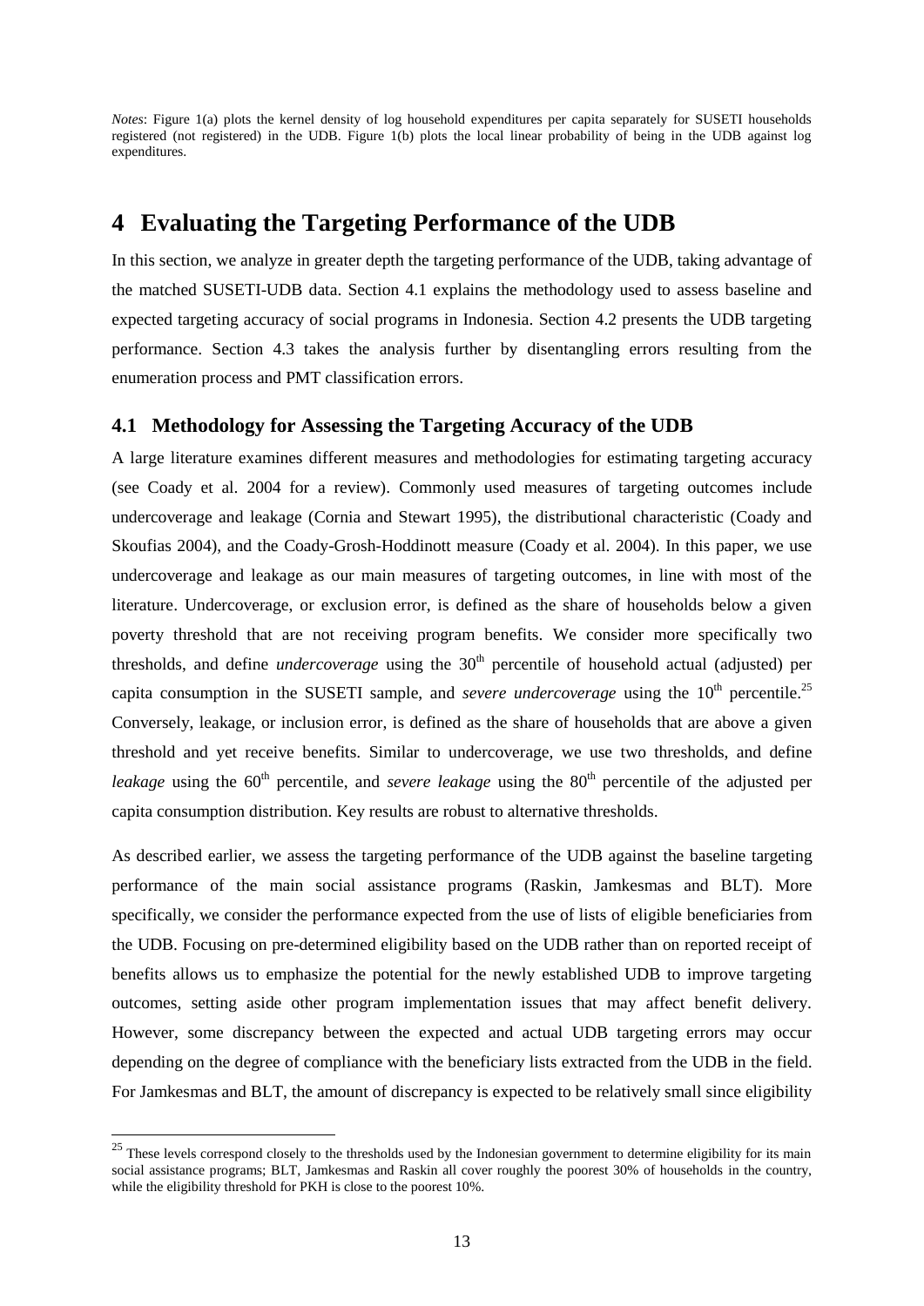*Notes*: Figure 1(a) plots the kernel density of log household expenditures per capita separately for SUSETI households registered (not registered) in the UDB. Figure 1(b) plots the local linear probability of being in the UDB against log expenditures.

# 4 Evaluating the Targeting Performance of the UDB

In this section, we analyze in greater depth the targeting performance of the UDB, taking advantage of the matched SUSETI-UDB data. Section 4.1 explains the methodology used to assess baseline and expected targeting accuracy of social programs in Indonesia. Section 4.2 presents the UDB targeting performance. Section 4.3 takes the analysis further by disentangling errors resulting from the enumeration process and PMT classification errors.

## 4.1 Methodology for Assessing the Targeting Accuracy of the UDB

A large literature examines different measures and methodologies for estimating targeting accuracy (see Coady et al. 2004 for a review). Commonly used measures of targeting outcomes include undercoverage and leakage (Cornia and Stewart 1995), the distributional characteristic (Coady and Skoufias 2004), and the Coady-Grosh-Hoddinott measure (Coady et al. 2004). In this paper, we use undercoverage and leakage as our main measures of targeting outcomes, in line with most of the literature. Undercoverage, or exclusion error, is defined as the share of households below a given poverty threshold that are not receiving program benefits. We consider more specifically two thresholds, and define *undercoverage* using the 30th percentile of household actual (adjusted) per capita consumption in the SUSETI sample, and *severe undercoverage* using the 10th percentile.[25] Conversely, leakage, or inclusion error, is defined as the share of households that are above a given threshold and yet receive benefits. Similar to undercoverage, we use two thresholds, and define *leakage* using the 60th percentile, and *severe leakage* using the 80th percentile of the adjusted per capita consumption distribution. Key results are robust to alternative thresholds.

As described earlier, we assess the targeting performance of the UDB against the baseline targeting performance of the main social assistance programs (Raskin, Jamkesmas and BLT). More specifically, we consider the performance expected from the use of lists of eligible beneficiaries from the UDB. Focusing on pre-determined eligibility based on the UDB rather than on reported receipt of benefits allows us to emphasize the potential for the newly established UDB to improve targeting outcomes, setting aside other program implementation issues that may affect benefit delivery. However, some discrepancy between the expected and actual UDB targeting errors may occur depending on the degree of compliance with the beneficiary lists extracted from the UDB in the field. For Jamkesmas and BLT, the amount of discrepancy is expected to be relatively small since eligibility

[25] These levels correspond closely to the thresholds used by the Indonesian government to determine eligibility for its main social assistance programs; BLT, Jamkesmas and Raskin all cover roughly the poorest 30% of households in the country, while the eligibility threshold for PKH is close to the poorest 10%.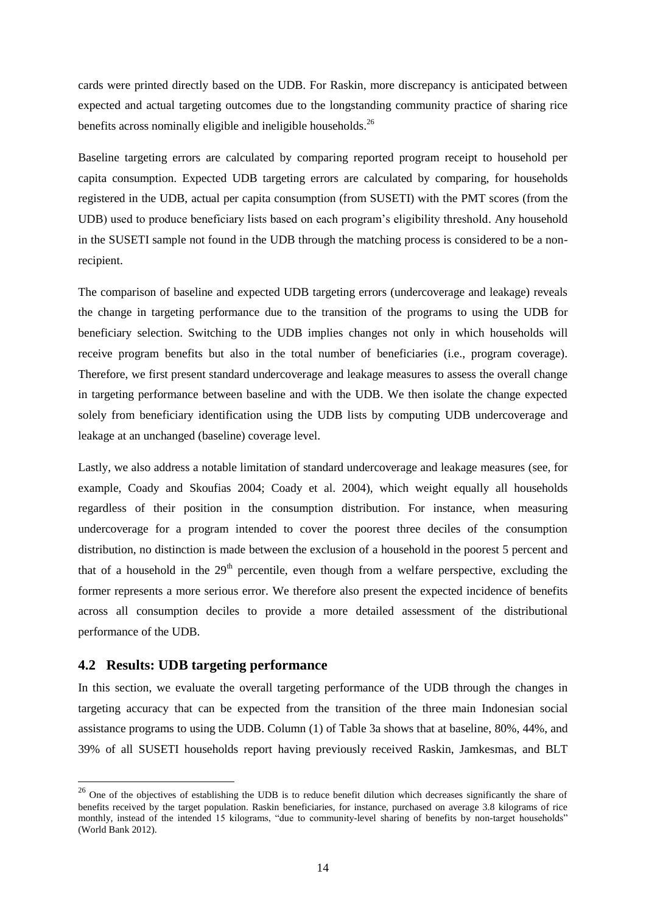cards were printed directly based on the UDB. For Raskin, more discrepancy is anticipated between expected and actual targeting outcomes due to the longstanding community practice of sharing rice benefits across nominally eligible and ineligible households.[26]

Baseline targeting errors are calculated by comparing reported program receipt to household per capita consumption. Expected UDB targeting errors are calculated by comparing, for households registered in the UDB, actual per capita consumption (from SUSETI) with the PMT scores (from the UDB) used to produce beneficiary lists based on each program's eligibility threshold. Any household in the SUSETI sample not found in the UDB through the matching process is considered to be a non-recipient.

The comparison of baseline and expected UDB targeting errors (undercoverage and leakage) reveals the change in targeting performance due to the transition of the programs to using the UDB for beneficiary selection. Switching to the UDB implies changes not only in which households will receive program benefits but also in the total number of beneficiaries (i.e., program coverage). Therefore, we first present standard undercoverage and leakage measures to assess the overall change in targeting performance between baseline and with the UDB. We then isolate the change expected solely from beneficiary identification using the UDB lists by computing UDB undercoverage and leakage at an unchanged (baseline) coverage level.

Lastly, we also address a notable limitation of standard undercoverage and leakage measures (see, for example, Coady and Skoufias 2004; Coady et al. 2004), which weight equally all households regardless of their position in the consumption distribution. For instance, when measuring undercoverage for a program intended to cover the poorest three deciles of the consumption distribution, no distinction is made between the exclusion of a household in the poorest 5 percent and that of a household in the 29th percentile, even though from a welfare perspective, excluding the former represents a more serious error. We therefore also present the expected incidence of benefits across all consumption deciles to provide a more detailed assessment of the distributional performance of the UDB.

## 4.2 Results: UDB targeting performance

In this section, we evaluate the overall targeting performance of the UDB through the changes in targeting accuracy that can be expected from the transition of the three main Indonesian social assistance programs to using the UDB. Column (1) of Table 3a shows that at baseline, 80%, 44%, and 39% of all SUSETI households report having previously received Raskin, Jamkesmas, and BLT

---

[26] One of the objectives of establishing the UDB is to reduce benefit dilution which decreases significantly the share of benefits received by the target population. Raskin beneficiaries, for instance, purchased on average 3.8 kilograms of rice monthly, instead of the intended 15 kilograms, "due to community-level sharing of benefits by non-target households" (World Bank 2012).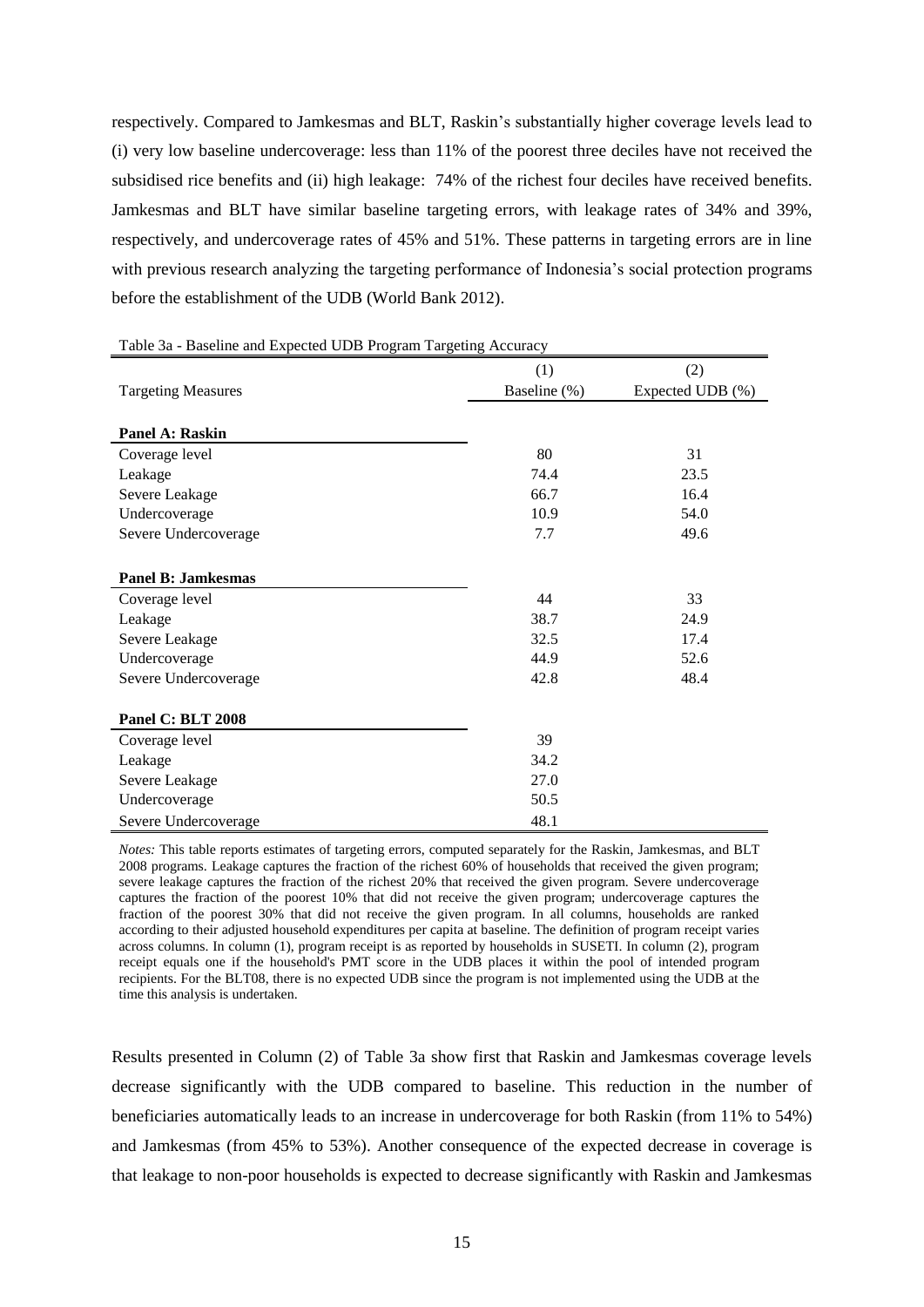respectively. Compared to Jamkesmas and BLT, Raskin's substantially higher coverage levels lead to (i) very low baseline undercoverage: less than 11% of the poorest three deciles have not received the subsidised rice benefits and (ii) high leakage: 74% of the richest four deciles have received benefits. Jamkesmas and BLT have similar baseline targeting errors, with leakage rates of 34% and 39%, respectively, and undercoverage rates of 45% and 51%. These patterns in targeting errors are in line with previous research analyzing the targeting performance of Indonesia's social protection programs before the establishment of the UDB (World Bank 2012).

Table 3a - Baseline and Expected UDB Program Targeting Accuracy

| Targeting Measures | (1) Baseline (%) | (2) Expected UDB (%) |
|---|---|---|
| **Panel A: Raskin** | | |
| Coverage level | 80 | 31 |
| Leakage | 74.4 | 23.5 |
| Severe Leakage | 66.7 | 16.4 |
| Undercoverage | 10.9 | 54.0 |
| Severe Undercoverage | 7.7 | 49.6 |
| **Panel B: Jamkesmas** | | |
| Coverage level | 44 | 33 |
| Leakage | 38.7 | 24.9 |
| Severe Leakage | 32.5 | 17.4 |
| Undercoverage | 44.9 | 52.6 |
| Severe Undercoverage | 42.8 | 48.4 |
| **Panel C: BLT 2008** | | |
| Coverage level | 39 | |
| Leakage | 34.2 | |
| Severe Leakage | 27.0 | |
| Undercoverage | 50.5 | |
| Severe Undercoverage | 48.1 | |

*Notes:* This table reports estimates of targeting errors, computed separately for the Raskin, Jamkesmas, and BLT 2008 programs. Leakage captures the fraction of the richest 60% of households that received the given program; severe leakage captures the fraction of the richest 20% that received the given program. Severe undercoverage captures the fraction of the poorest 10% that did not receive the given program; undercoverage captures the fraction of the poorest 30% that did not receive the given program. In all columns, households are ranked according to their adjusted household expenditures per capita at baseline. The definition of program receipt varies across columns. In column (1), program receipt is as reported by households in SUSETI. In column (2), program receipt equals one if the household's PMT score in the UDB places it within the pool of intended program recipients. For the BLT08, there is no expected UDB since the program is not implemented using the UDB at the time this analysis is undertaken.

Results presented in Column (2) of Table 3a show first that Raskin and Jamkesmas coverage levels decrease significantly with the UDB compared to baseline. This reduction in the number of beneficiaries automatically leads to an increase in undercoverage for both Raskin (from 11% to 54%) and Jamkesmas (from 45% to 53%). Another consequence of the expected decrease in coverage is that leakage to non-poor households is expected to decrease significantly with Raskin and Jamkesmas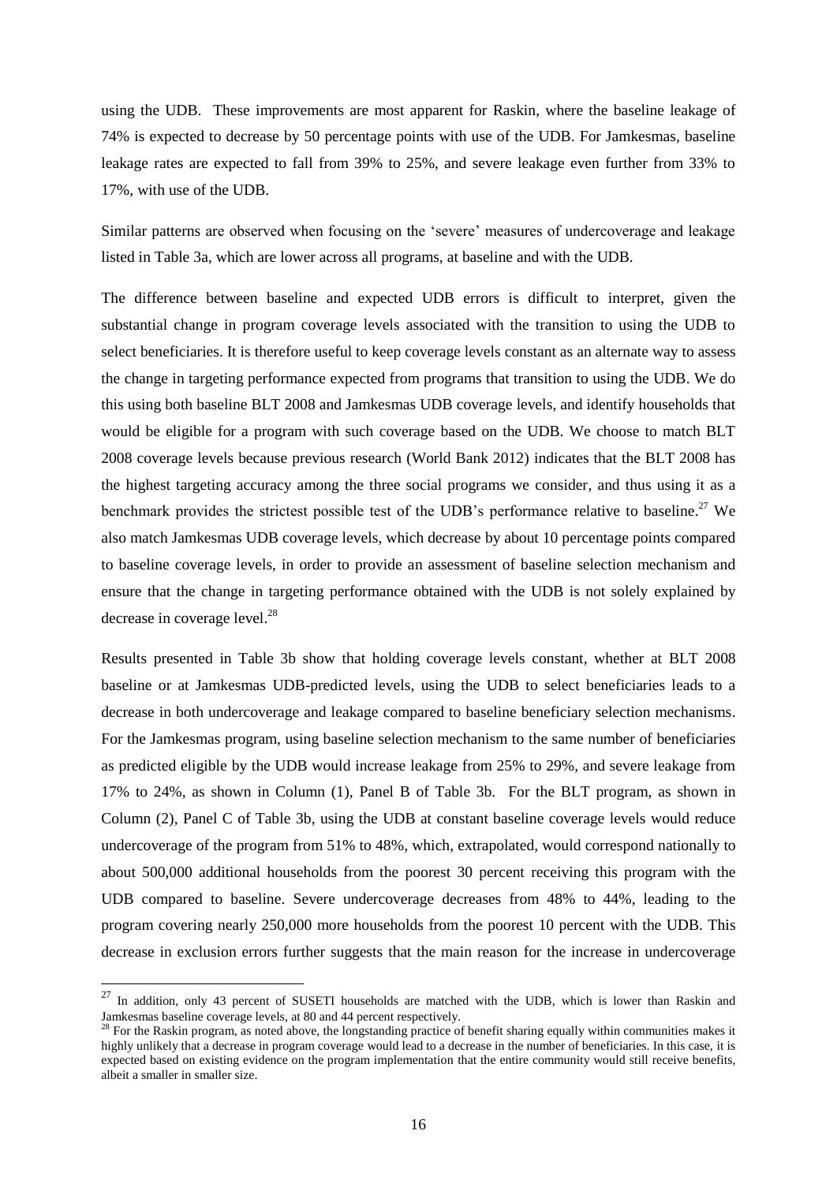using the UDB. These improvements are most apparent for Raskin, where the baseline leakage of 74% is expected to decrease by 50 percentage points with use of the UDB. For Jamkesmas, baseline leakage rates are expected to fall from 39% to 25%, and severe leakage even further from 33% to 17%, with use of the UDB.

Similar patterns are observed when focusing on the 'severe' measures of undercoverage and leakage listed in Table 3a, which are lower across all programs, at baseline and with the UDB.

The difference between baseline and expected UDB errors is difficult to interpret, given the substantial change in program coverage levels associated with the transition to using the UDB to select beneficiaries. It is therefore useful to keep coverage levels constant as an alternate way to assess the change in targeting performance expected from programs that transition to using the UDB. We do this using both baseline BLT 2008 and Jamkesmas UDB coverage levels, and identify households that would be eligible for a program with such coverage based on the UDB. We choose to match BLT 2008 coverage levels because previous research (World Bank 2012) indicates that the BLT 2008 has the highest targeting accuracy among the three social programs we consider, and thus using it as a benchmark provides the strictest possible test of the UDB's performance relative to baseline.[27] We also match Jamkesmas UDB coverage levels, which decrease by about 10 percentage points compared to baseline coverage levels, in order to provide an assessment of baseline selection mechanism and ensure that the change in targeting performance obtained with the UDB is not solely explained by decrease in coverage level.[28]

Results presented in Table 3b show that holding coverage levels constant, whether at BLT 2008 baseline or at Jamkesmas UDB-predicted levels, using the UDB to select beneficiaries leads to a decrease in both undercoverage and leakage compared to baseline beneficiary selection mechanisms. For the Jamkesmas program, using baseline selection mechanism to the same number of beneficiaries as predicted eligible by the UDB would increase leakage from 25% to 29%, and severe leakage from 17% to 24%, as shown in Column (1), Panel B of Table 3b. For the BLT program, as shown in Column (2), Panel C of Table 3b, using the UDB at constant baseline coverage levels would reduce undercoverage of the program from 51% to 48%, which, extrapolated, would correspond nationally to about 500,000 additional households from the poorest 30 percent receiving this program with the UDB compared to baseline. Severe undercoverage decreases from 48% to 44%, leading to the program covering nearly 250,000 more households from the poorest 10 percent with the UDB. This decrease in exclusion errors further suggests that the main reason for the increase in undercoverage

[27] In addition, only 43 percent of SUSETI households are matched with the UDB, which is lower than Raskin and Jamkesmas baseline coverage levels, at 80 and 44 percent respectively.

[28] For the Raskin program, as noted above, the longstanding practice of benefit sharing equally within communities makes it highly unlikely that a decrease in program coverage would lead to a decrease in the number of beneficiaries. In this case, it is expected based on existing evidence on the program implementation that the entire community would still receive benefits, albeit a smaller in smaller size.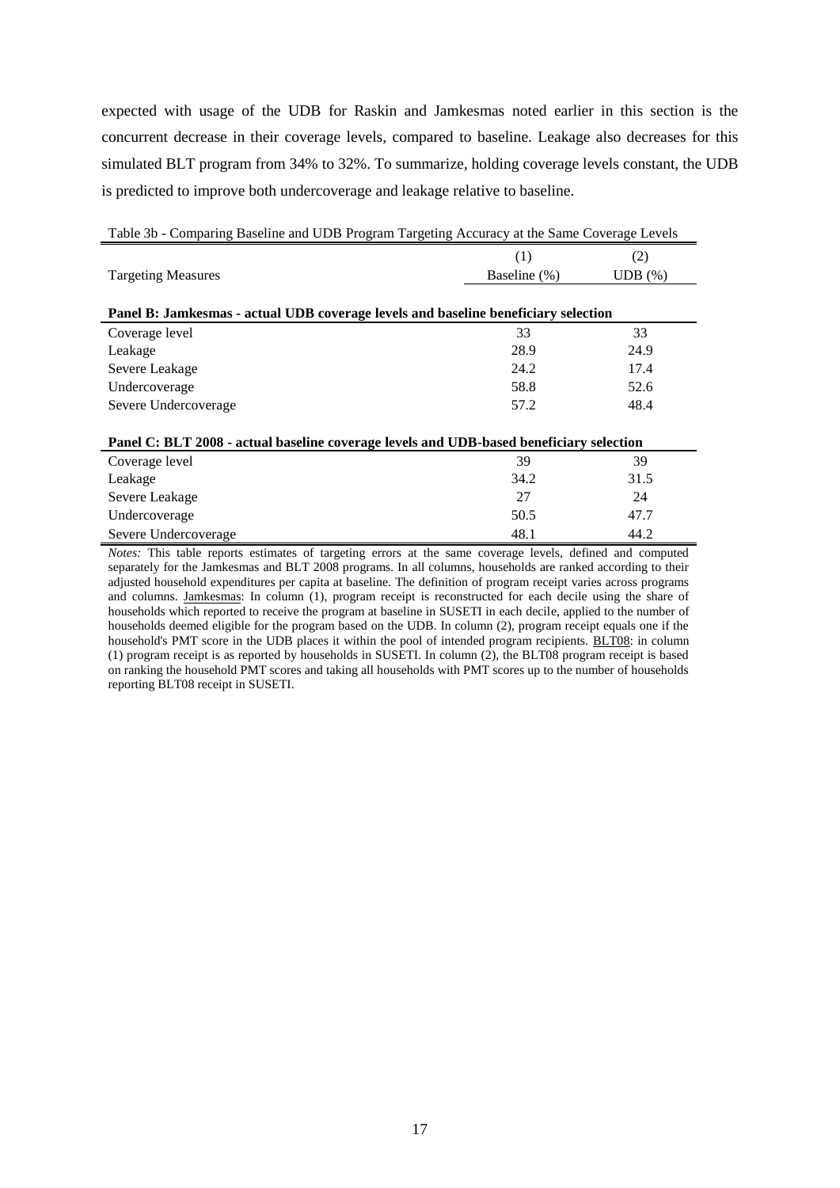expected with usage of the UDB for Raskin and Jamkesmas noted earlier in this section is the concurrent decrease in their coverage levels, compared to baseline. Leakage also decreases for this simulated BLT program from 34% to 32%. To summarize, holding coverage levels constant, the UDB is predicted to improve both undercoverage and leakage relative to baseline.

Table 3b - Comparing Baseline and UDB Program Targeting Accuracy at the Same Coverage Levels

| Targeting Measures | (1) Baseline (%) | (2) UDB (%) |
|---|---|---|
| **Panel B: Jamkesmas - actual UDB coverage levels and baseline beneficiary selection** | | |
| Coverage level | 33 | 33 |
| Leakage | 28.9 | 24.9 |
| Severe Leakage | 24.2 | 17.4 |
| Undercoverage | 58.8 | 52.6 |
| Severe Undercoverage | 57.2 | 48.4 |
| **Panel C: BLT 2008 - actual baseline coverage levels and UDB-based beneficiary selection** | | |
| Coverage level | 39 | 39 |
| Leakage | 34.2 | 31.5 |
| Severe Leakage | 27 | 24 |
| Undercoverage | 50.5 | 47.7 |
| Severe Undercoverage | 48.1 | 44.2 |

*Notes:* This table reports estimates of targeting errors at the same coverage levels, defined and computed separately for the Jamkesmas and BLT 2008 programs. In all columns, households are ranked according to their adjusted household expenditures per capita at baseline. The definition of program receipt varies across programs and columns. Jamkesmas: In column (1), program receipt is reconstructed for each decile using the share of households which reported to receive the program at baseline in SUSETI in each decile, applied to the number of households deemed eligible for the program based on the UDB. In column (2), program receipt equals one if the household's PMT score in the UDB places it within the pool of intended program recipients. BLT08: in column (1) program receipt is as reported by households in SUSETI. In column (2), the BLT08 program receipt is based on ranking the household PMT scores and taking all households with PMT scores up to the number of households reporting BLT08 receipt in SUSETI.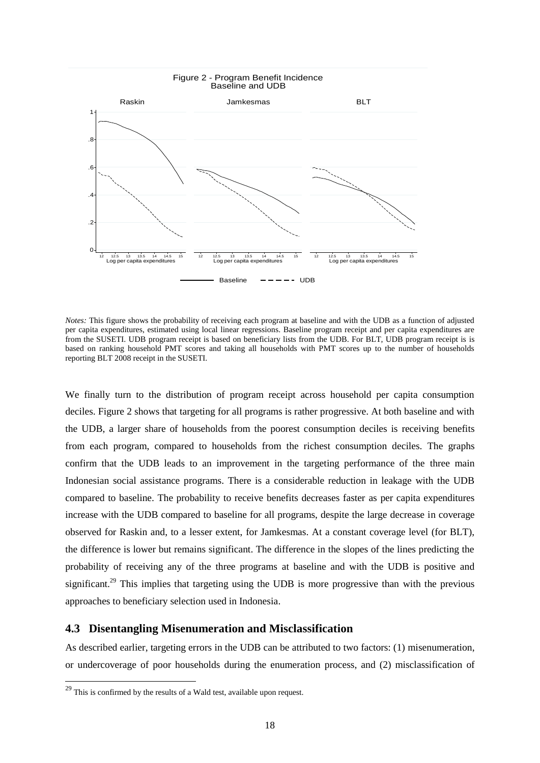Figure 2 - Program Benefit Incidence
Baseline and UDB

*Notes:* This figure shows the probability of receiving each program at baseline and with the UDB as a function of adjusted per capita expenditures, estimated using local linear regressions. Baseline program receipt and per capita expenditures are from the SUSETI. UDB program receipt is based on beneficiary lists from the UDB. For BLT, UDB program receipt is is based on ranking household PMT scores and taking all households with PMT scores up to the number of households reporting BLT 2008 receipt in the SUSETI.

We finally turn to the distribution of program receipt across household per capita consumption deciles. Figure 2 shows that targeting for all programs is rather progressive. At both baseline and with the UDB, a larger share of households from the poorest consumption deciles is receiving benefits from each program, compared to households from the richest consumption deciles. The graphs confirm that the UDB leads to an improvement in the targeting performance of the three main Indonesian social assistance programs. There is a considerable reduction in leakage with the UDB compared to baseline. The probability to receive benefits decreases faster as per capita expenditures increase with the UDB compared to baseline for all programs, despite the large decrease in coverage observed for Raskin and, to a lesser extent, for Jamkesmas. At a constant coverage level (for BLT), the difference is lower but remains significant. The difference in the slopes of the lines predicting the probability of receiving any of the three programs at baseline and with the UDB is positive and significant.[29] This implies that targeting using the UDB is more progressive than with the previous approaches to beneficiary selection used in Indonesia.

### 4.3 Disentangling Misenumeration and Misclassification

As described earlier, targeting errors in the UDB can be attributed to two factors: (1) misenumeration, or undercoverage of poor households during the enumeration process, and (2) misclassification of

[29] This is confirmed by the results of a Wald test, available upon request.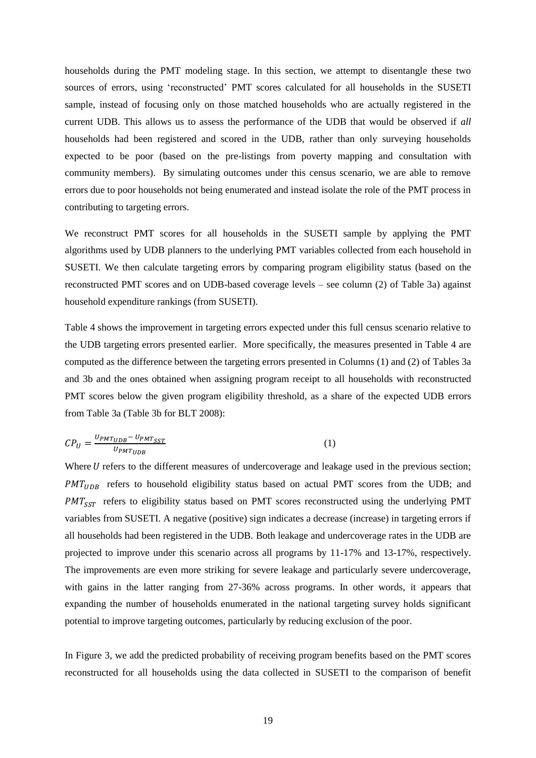households during the PMT modeling stage. In this section, we attempt to disentangle these two sources of errors, using 'reconstructed' PMT scores calculated for all households in the SUSETI sample, instead of focusing only on those matched households who are actually registered in the current UDB. This allows us to assess the performance of the UDB that would be observed if *all* households had been registered and scored in the UDB, rather than only surveying households expected to be poor (based on the pre-listings from poverty mapping and consultation with community members). By simulating outcomes under this census scenario, we are able to remove errors due to poor households not being enumerated and instead isolate the role of the PMT process in contributing to targeting errors.

We reconstruct PMT scores for all households in the SUSETI sample by applying the PMT algorithms used by UDB planners to the underlying PMT variables collected from each household in SUSETI. We then calculate targeting errors by comparing program eligibility status (based on the reconstructed PMT scores and on UDB-based coverage levels – see column (2) of Table 3a) against household expenditure rankings (from SUSETI).

Table 4 shows the improvement in targeting errors expected under this full census scenario relative to the UDB targeting errors presented earlier. More specifically, the measures presented in Table 4 are computed as the difference between the targeting errors presented in Columns (1) and (2) of Tables 3a and 3b and the ones obtained when assigning program receipt to all households with reconstructed PMT scores below the given program eligibility threshold, as a share of the expected UDB errors from Table 3a (Table 3b for BLT 2008):

$$CP_U = \frac{U_{PMT_{UDB}} - U_{PMT_{SST}}}{U_{PMT_{UDB}}} \quad (1)$$

Where $U$ refers to the different measures of undercoverage and leakage used in the previous section; $PMT_{UDB}$ refers to household eligibility status based on actual PMT scores from the UDB; and $PMT_{SST}$ refers to eligibility status based on PMT scores reconstructed using the underlying PMT variables from SUSETI. A negative (positive) sign indicates a decrease (increase) in targeting errors if all households had been registered in the UDB. Both leakage and undercoverage rates in the UDB are projected to improve under this scenario across all programs by 11-17% and 13-17%, respectively. The improvements are even more striking for severe leakage and particularly severe undercoverage, with gains in the latter ranging from 27-36% across programs. In other words, it appears that expanding the number of households enumerated in the national targeting survey holds significant potential to improve targeting outcomes, particularly by reducing exclusion of the poor.

In Figure 3, we add the predicted probability of receiving program benefits based on the PMT scores reconstructed for all households using the data collected in SUSETI to the comparison of benefit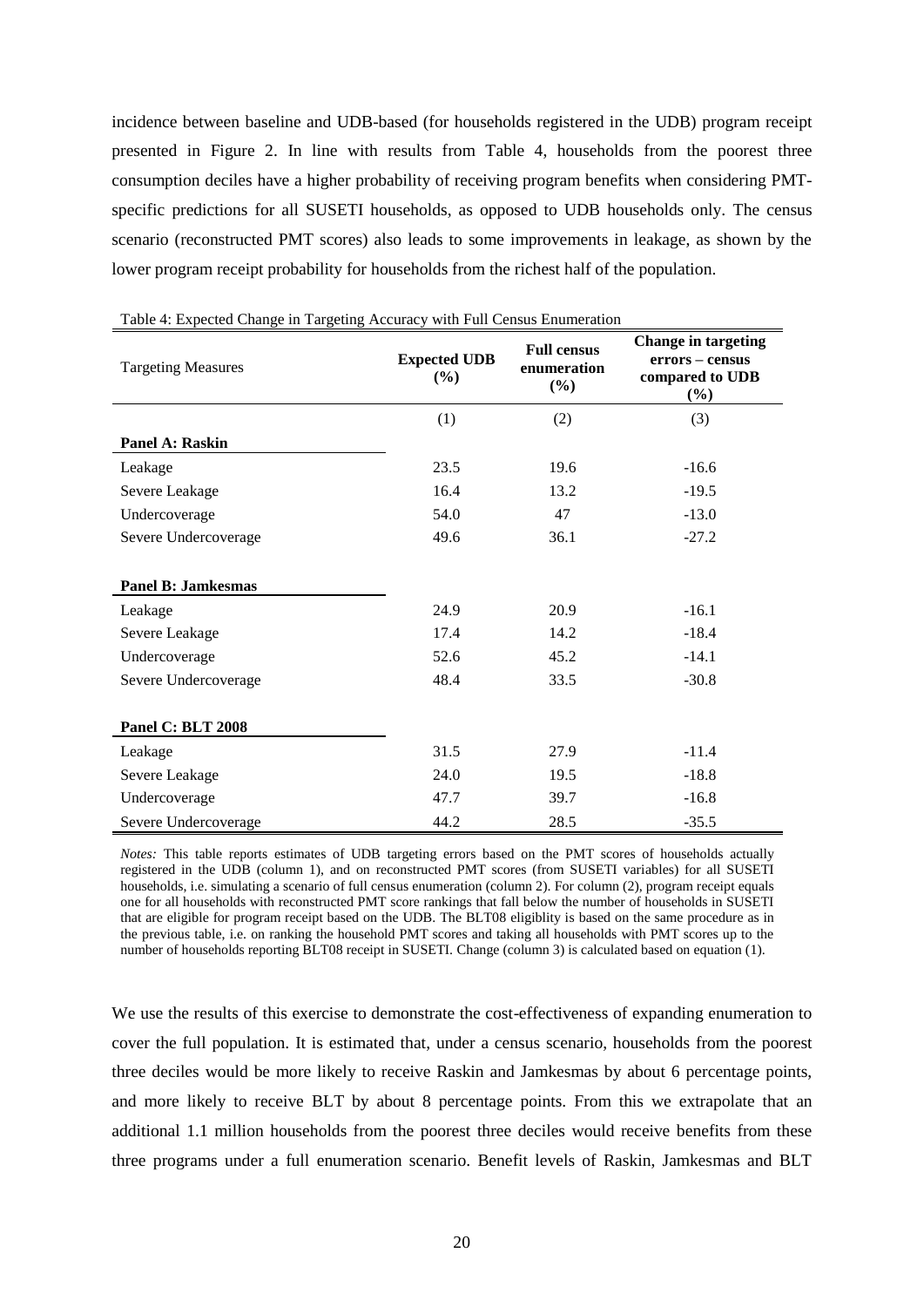incidence between baseline and UDB-based (for households registered in the UDB) program receipt presented in Figure 2. In line with results from Table 4, households from the poorest three consumption deciles have a higher probability of receiving program benefits when considering PMT-specific predictions for all SUSETI households, as opposed to UDB households only. The census scenario (reconstructed PMT scores) also leads to some improvements in leakage, as shown by the lower program receipt probability for households from the richest half of the population.

Table 4: Expected Change in Targeting Accuracy with Full Census Enumeration

| Targeting Measures | Expected UDB (%) | Full census enumeration (%) | Change in targeting errors – census compared to UDB (%) |
|---|---|---|---|
| | (1) | (2) | (3) |
| **Panel A: Raskin** | | | |
| Leakage | 23.5 | 19.6 | -16.6 |
| Severe Leakage | 16.4 | 13.2 | -19.5 |
| Undercoverage | 54.0 | 47 | -13.0 |
| Severe Undercoverage | 49.6 | 36.1 | -27.2 |
| **Panel B: Jamkesmas** | | | |
| Leakage | 24.9 | 20.9 | -16.1 |
| Severe Leakage | 17.4 | 14.2 | -18.4 |
| Undercoverage | 52.6 | 45.2 | -14.1 |
| Severe Undercoverage | 48.4 | 33.5 | -30.8 |
| **Panel C: BLT 2008** | | | |
| Leakage | 31.5 | 27.9 | -11.4 |
| Severe Leakage | 24.0 | 19.5 | -18.8 |
| Undercoverage | 47.7 | 39.7 | -16.8 |
| Severe Undercoverage | 44.2 | 28.5 | -35.5 |

*Notes:* This table reports estimates of UDB targeting errors based on the PMT scores of households actually registered in the UDB (column 1), and on reconstructed PMT scores (from SUSETI variables) for all SUSETI households, i.e. simulating a scenario of full census enumeration (column 2). For column (2), program receipt equals one for all households with reconstructed PMT score rankings that fall below the number of households in SUSETI that are eligible for program receipt based on the UDB. The BLT08 eligiblity is based on the same procedure as in the previous table, i.e. on ranking the household PMT scores and taking all households with PMT scores up to the number of households reporting BLT08 receipt in SUSETI. Change (column 3) is calculated based on equation (1).

We use the results of this exercise to demonstrate the cost-effectiveness of expanding enumeration to cover the full population. It is estimated that, under a census scenario, households from the poorest three deciles would be more likely to receive Raskin and Jamkesmas by about 6 percentage points, and more likely to receive BLT by about 8 percentage points. From this we extrapolate that an additional 1.1 million households from the poorest three deciles would receive benefits from these three programs under a full enumeration scenario. Benefit levels of Raskin, Jamkesmas and BLT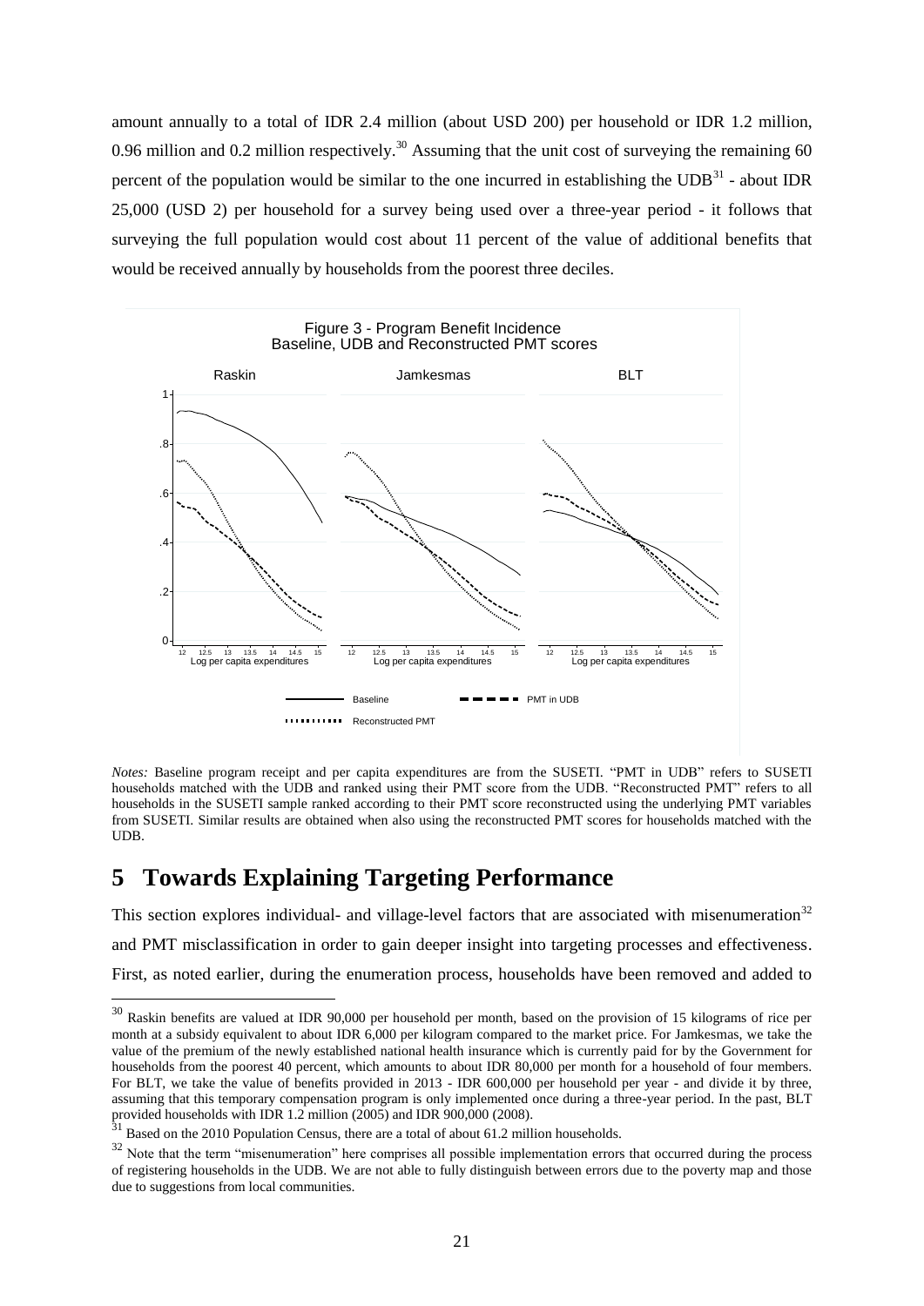amount annually to a total of IDR 2.4 million (about USD 200) per household or IDR 1.2 million, 0.96 million and 0.2 million respectively.[30] Assuming that the unit cost of surveying the remaining 60 percent of the population would be similar to the one incurred in establishing the UDB[31] - about IDR 25,000 (USD 2) per household for a survey being used over a three-year period - it follows that surveying the full population would cost about 11 percent of the value of additional benefits that would be received annually by households from the poorest three deciles.

Figure 3 - Program Benefit Incidence
Baseline, UDB and Reconstructed PMT scores

*Notes:* Baseline program receipt and per capita expenditures are from the SUSETI. "PMT in UDB" refers to SUSETI households matched with the UDB and ranked using their PMT score from the UDB. "Reconstructed PMT" refers to all households in the SUSETI sample ranked according to their PMT score reconstructed using the underlying PMT variables from SUSETI. Similar results are obtained when also using the reconstructed PMT scores for households matched with the UDB.

# 5 Towards Explaining Targeting Performance

This section explores individual- and village-level factors that are associated with misenumeration[32] and PMT misclassification in order to gain deeper insight into targeting processes and effectiveness. First, as noted earlier, during the enumeration process, households have been removed and added to

---

[30] Raskin benefits are valued at IDR 90,000 per household per month, based on the provision of 15 kilograms of rice per month at a subsidy equivalent to about IDR 6,000 per kilogram compared to the market price. For Jamkesmas, we take the value of the premium of the newly established national health insurance which is currently paid for by the Government for households from the poorest 40 percent, which amounts to about IDR 80,000 per month for a household of four members. For BLT, we take the value of benefits provided in 2013 - IDR 600,000 per household per year - and divide it by three, assuming that this temporary compensation program is only implemented once during a three-year period. In the past, BLT provided households with IDR 1.2 million (2005) and IDR 900,000 (2008).

[31] Based on the 2010 Population Census, there are a total of about 61.2 million households.

[32] Note that the term "misenumeration" here comprises all possible implementation errors that occurred during the process of registering households in the UDB. We are not able to fully distinguish between errors due to the poverty map and those due to suggestions from local communities.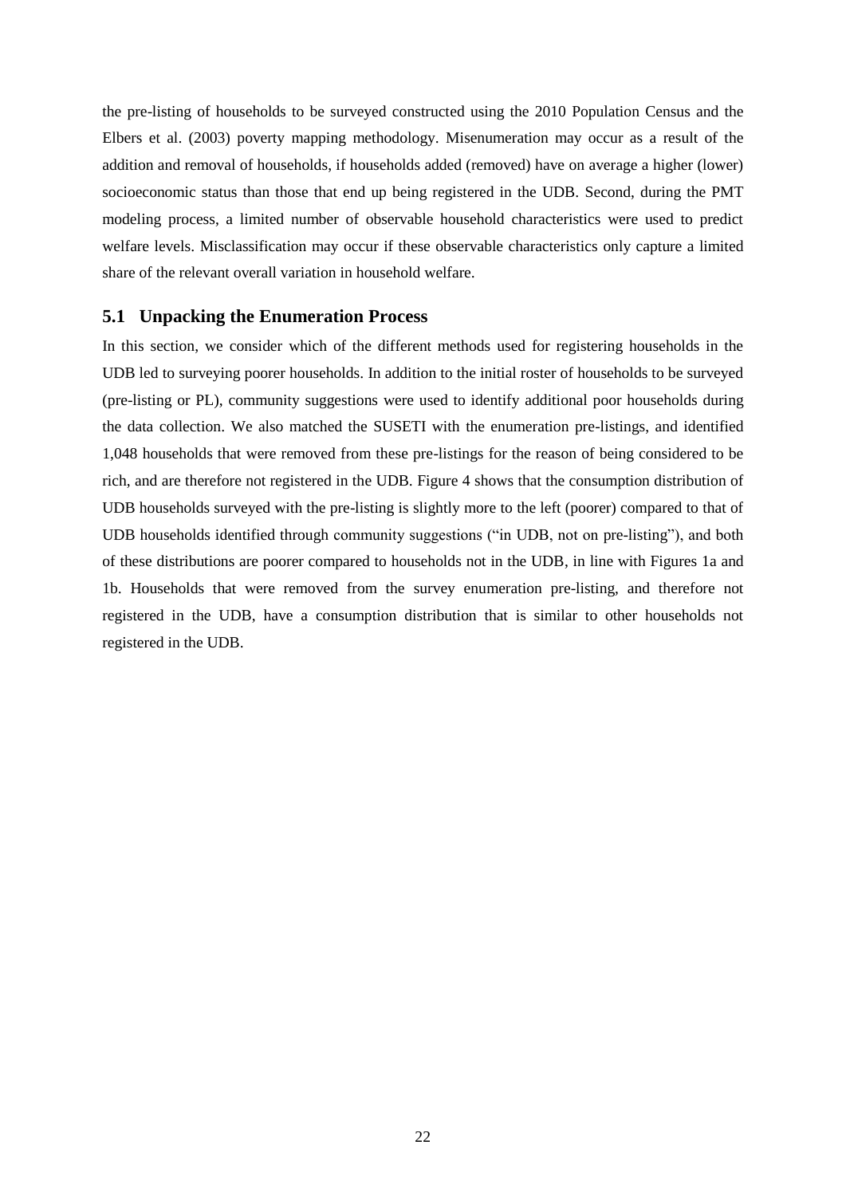the pre-listing of households to be surveyed constructed using the 2010 Population Census and the Elbers et al. (2003) poverty mapping methodology. Misenumeration may occur as a result of the addition and removal of households, if households added (removed) have on average a higher (lower) socioeconomic status than those that end up being registered in the UDB. Second, during the PMT modeling process, a limited number of observable household characteristics were used to predict welfare levels. Misclassification may occur if these observable characteristics only capture a limited share of the relevant overall variation in household welfare.

## 5.1 Unpacking the Enumeration Process

In this section, we consider which of the different methods used for registering households in the UDB led to surveying poorer households. In addition to the initial roster of households to be surveyed (pre-listing or PL), community suggestions were used to identify additional poor households during the data collection. We also matched the SUSETI with the enumeration pre-listings, and identified 1,048 households that were removed from these pre-listings for the reason of being considered to be rich, and are therefore not registered in the UDB. Figure 4 shows that the consumption distribution of UDB households surveyed with the pre-listing is slightly more to the left (poorer) compared to that of UDB households identified through community suggestions ("in UDB, not on pre-listing"), and both of these distributions are poorer compared to households not in the UDB, in line with Figures 1a and 1b. Households that were removed from the survey enumeration pre-listing, and therefore not registered in the UDB, have a consumption distribution that is similar to other households not registered in the UDB.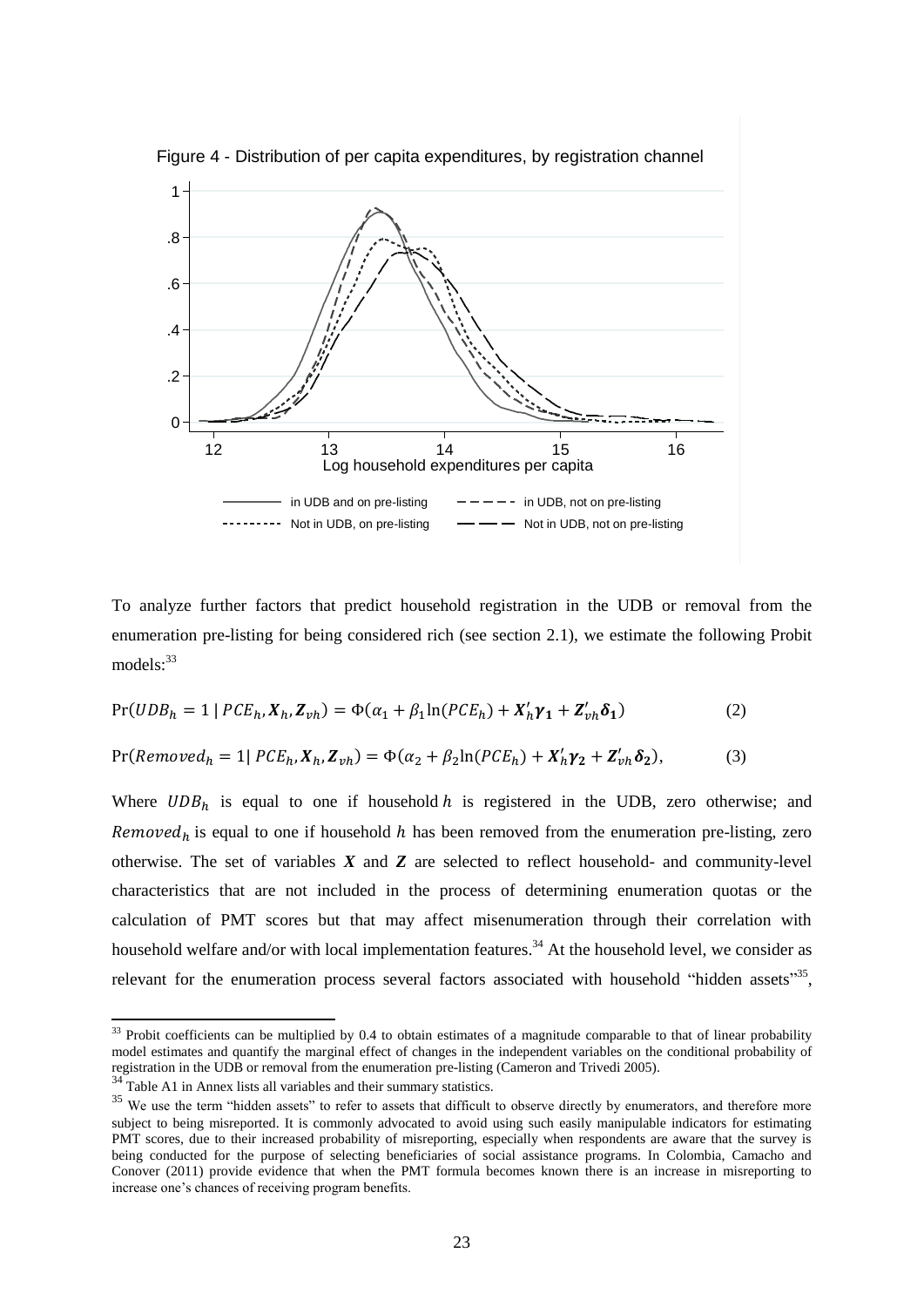Figure 4 - Distribution of per capita expenditures, by registration channel

To analyze further factors that predict household registration in the UDB or removal from the enumeration pre-listing for being considered rich (see section 2.1), we estimate the following Probit models:[33]

$$\Pr(UDB_h = 1 \mid PCE_h, \boldsymbol{X}_h, \boldsymbol{Z}_{vh}) = \Phi(\alpha_1 + \beta_1 \ln(PCE_h) + \boldsymbol{X}_h'\boldsymbol{\gamma}_1 + \boldsymbol{Z}_{vh}'\boldsymbol{\delta}_1) \tag{2}$$

$$\Pr(Removed_h = 1 \mid PCE_h, \boldsymbol{X}_h, \boldsymbol{Z}_{vh}) = \Phi(\alpha_2 + \beta_2 \ln(PCE_h) + \boldsymbol{X}_h'\boldsymbol{\gamma}_2 + \boldsymbol{Z}_{vh}'\boldsymbol{\delta}_2), \tag{3}$$

Where $UDB_h$ is equal to one if household $h$ is registered in the UDB, zero otherwise; and $Removed_h$ is equal to one if household $h$ has been removed from the enumeration pre-listing, zero otherwise. The set of variables $\boldsymbol{X}$ and $\boldsymbol{Z}$ are selected to reflect household- and community-level characteristics that are not included in the process of determining enumeration quotas or the calculation of PMT scores but that may affect misenumeration through their correlation with household welfare and/or with local implementation features.[34] At the household level, we consider as relevant for the enumeration process several factors associated with household "hidden assets"[35],

[33] Probit coefficients can be multiplied by 0.4 to obtain estimates of a magnitude comparable to that of linear probability model estimates and quantify the marginal effect of changes in the independent variables on the conditional probability of registration in the UDB or removal from the enumeration pre-listing (Cameron and Trivedi 2005).

[34] Table A1 in Annex lists all variables and their summary statistics.

[35] We use the term "hidden assets" to refer to assets that difficult to observe directly by enumerators, and therefore more subject to being misreported. It is commonly advocated to avoid using such easily manipulable indicators for estimating PMT scores, due to their increased probability of misreporting, especially when respondents are aware that the survey is being conducted for the purpose of selecting beneficiaries of social assistance programs. In Colombia, Camacho and Conover (2011) provide evidence that when the PMT formula becomes known there is an increase in misreporting to increase one's chances of receiving program benefits.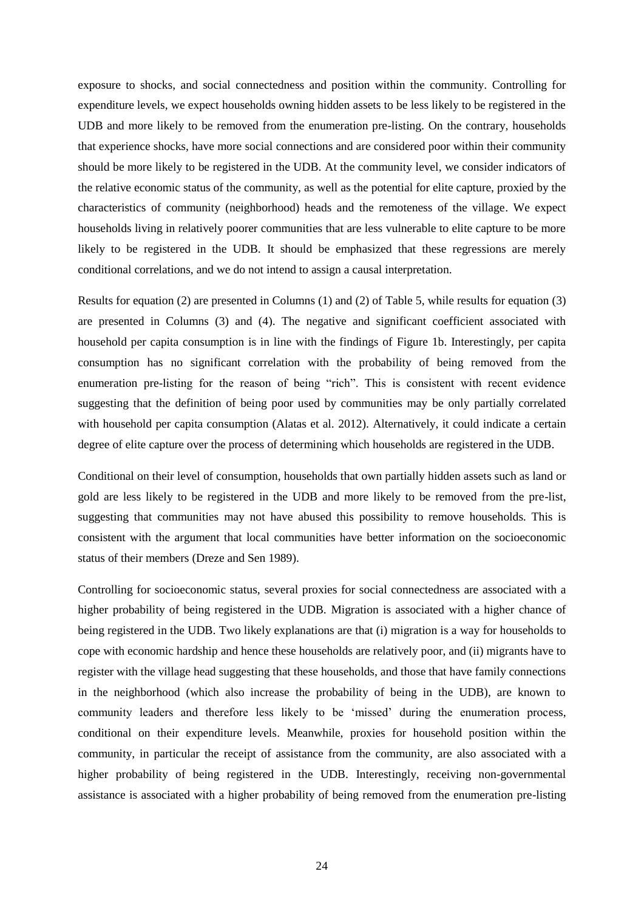exposure to shocks, and social connectedness and position within the community. Controlling for expenditure levels, we expect households owning hidden assets to be less likely to be registered in the UDB and more likely to be removed from the enumeration pre-listing. On the contrary, households that experience shocks, have more social connections and are considered poor within their community should be more likely to be registered in the UDB. At the community level, we consider indicators of the relative economic status of the community, as well as the potential for elite capture, proxied by the characteristics of community (neighborhood) heads and the remoteness of the village. We expect households living in relatively poorer communities that are less vulnerable to elite capture to be more likely to be registered in the UDB. It should be emphasized that these regressions are merely conditional correlations, and we do not intend to assign a causal interpretation.

Results for equation (2) are presented in Columns (1) and (2) of Table 5, while results for equation (3) are presented in Columns (3) and (4). The negative and significant coefficient associated with household per capita consumption is in line with the findings of Figure 1b. Interestingly, per capita consumption has no significant correlation with the probability of being removed from the enumeration pre-listing for the reason of being "rich". This is consistent with recent evidence suggesting that the definition of being poor used by communities may be only partially correlated with household per capita consumption (Alatas et al. 2012). Alternatively, it could indicate a certain degree of elite capture over the process of determining which households are registered in the UDB.

Conditional on their level of consumption, households that own partially hidden assets such as land or gold are less likely to be registered in the UDB and more likely to be removed from the pre-list, suggesting that communities may not have abused this possibility to remove households. This is consistent with the argument that local communities have better information on the socioeconomic status of their members (Dreze and Sen 1989).

Controlling for socioeconomic status, several proxies for social connectedness are associated with a higher probability of being registered in the UDB. Migration is associated with a higher chance of being registered in the UDB. Two likely explanations are that (i) migration is a way for households to cope with economic hardship and hence these households are relatively poor, and (ii) migrants have to register with the village head suggesting that these households, and those that have family connections in the neighborhood (which also increase the probability of being in the UDB), are known to community leaders and therefore less likely to be 'missed' during the enumeration process, conditional on their expenditure levels. Meanwhile, proxies for household position within the community, in particular the receipt of assistance from the community, are also associated with a higher probability of being registered in the UDB. Interestingly, receiving non-governmental assistance is associated with a higher probability of being removed from the enumeration pre-listing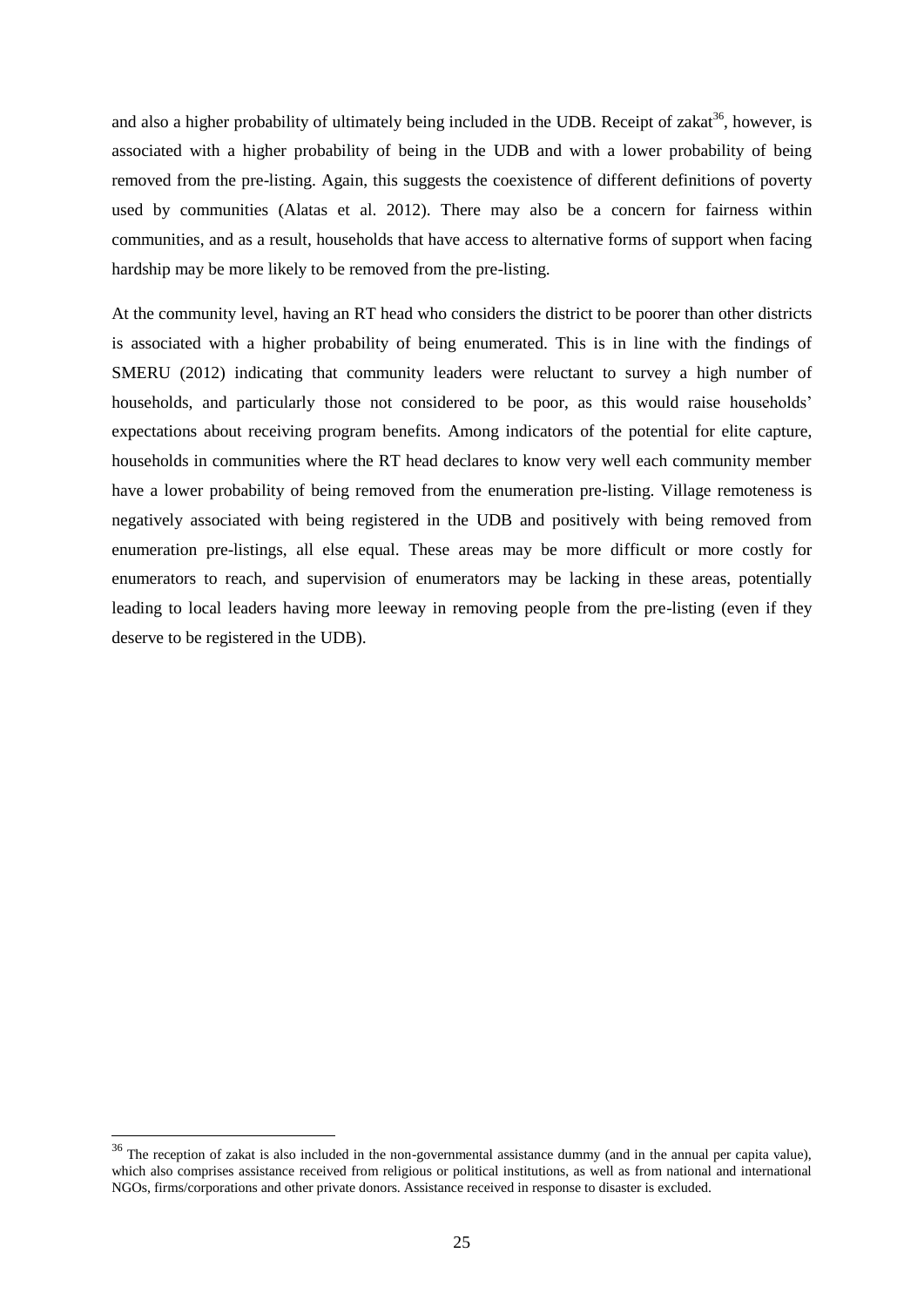and also a higher probability of ultimately being included in the UDB. Receipt of zakat[36], however, is associated with a higher probability of being in the UDB and with a lower probability of being removed from the pre-listing. Again, this suggests the coexistence of different definitions of poverty used by communities (Alatas et al. 2012). There may also be a concern for fairness within communities, and as a result, households that have access to alternative forms of support when facing hardship may be more likely to be removed from the pre-listing.

At the community level, having an RT head who considers the district to be poorer than other districts is associated with a higher probability of being enumerated. This is in line with the findings of SMERU (2012) indicating that community leaders were reluctant to survey a high number of households, and particularly those not considered to be poor, as this would raise households' expectations about receiving program benefits. Among indicators of the potential for elite capture, households in communities where the RT head declares to know very well each community member have a lower probability of being removed from the enumeration pre-listing. Village remoteness is negatively associated with being registered in the UDB and positively with being removed from enumeration pre-listings, all else equal. These areas may be more difficult or more costly for enumerators to reach, and supervision of enumerators may be lacking in these areas, potentially leading to local leaders having more leeway in removing people from the pre-listing (even if they deserve to be registered in the UDB).

---

[36] The reception of zakat is also included in the non-governmental assistance dummy (and in the annual per capita value), which also comprises assistance received from religious or political institutions, as well as from national and international NGOs, firms/corporations and other private donors. Assistance received in response to disaster is excluded.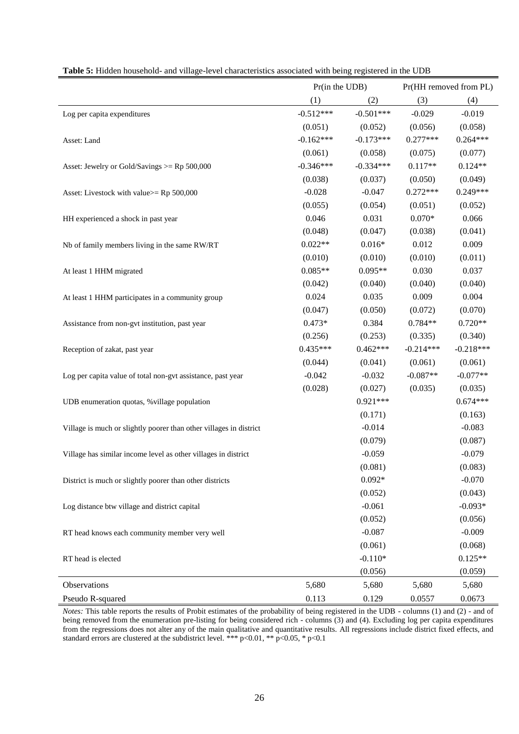**Table 5:** Hidden household- and village-level characteristics associated with being registered in the UDB

| | Pr(in the UDB) | | Pr(HH removed from PL) | |
|---|---|---|---|---|
| | (1) | (2) | (3) | (4) |
| Log per capita expenditures | -0.512*** | -0.501*** | -0.029 | -0.019 |
| | (0.051) | (0.052) | (0.056) | (0.058) |
| Asset: Land | -0.162*** | -0.173*** | 0.277*** | 0.264*** |
| | (0.061) | (0.058) | (0.075) | (0.077) |
| Asset: Jewelry or Gold/Savings >= Rp 500,000 | -0.346*** | -0.334*** | 0.117** | 0.124** |
| | (0.038) | (0.037) | (0.050) | (0.049) |
| Asset: Livestock with value>= Rp 500,000 | -0.028 | -0.047 | 0.272*** | 0.249*** |
| | (0.055) | (0.054) | (0.051) | (0.052) |
| HH experienced a shock in past year | 0.046 | 0.031 | 0.070* | 0.066 |
| | (0.048) | (0.047) | (0.038) | (0.041) |
| Nb of family members living in the same RW/RT | 0.022** | 0.016* | 0.012 | 0.009 |
| | (0.010) | (0.010) | (0.010) | (0.011) |
| At least 1 HHM migrated | 0.085** | 0.095** | 0.030 | 0.037 |
| | (0.042) | (0.040) | (0.040) | (0.040) |
| At least 1 HHM participates in a community group | 0.024 | 0.035 | 0.009 | 0.004 |
| | (0.047) | (0.050) | (0.072) | (0.070) |
| Assistance from non-gvt institution, past year | 0.473* | 0.384 | 0.784** | 0.720** |
| | (0.256) | (0.253) | (0.335) | (0.340) |
| Reception of zakat, past year | 0.435*** | 0.462*** | -0.214*** | -0.218*** |
| | (0.044) | (0.041) | (0.061) | (0.061) |
| Log per capita value of total non-gvt assistance, past year | -0.042 | -0.032 | -0.087** | -0.077** |
| | (0.028) | (0.027) | (0.035) | (0.035) |
| UDB enumeration quotas, %village population | | 0.921*** | | 0.674*** |
| | | (0.171) | | (0.163) |
| Village is much or slightly poorer than other villages in district | | -0.014 | | -0.083 |
| | | (0.079) | | (0.087) |
| Village has similar income level as other villages in district | | -0.059 | | -0.079 |
| | | (0.081) | | (0.083) |
| District is much or slightly poorer than other districts | | 0.092* | | -0.070 |
| | | (0.052) | | (0.043) |
| Log distance btw village and district capital | | -0.061 | | -0.093* |
| | | (0.052) | | (0.056) |
| RT head knows each community member very well | | -0.087 | | -0.009 |
| | | (0.061) | | (0.068) |
| RT head is elected | | -0.110* | | 0.125** |
| | | (0.056) | | (0.059) |
| Observations | 5,680 | 5,680 | 5,680 | 5,680 |
| Pseudo R-squared | 0.113 | 0.129 | 0.0557 | 0.0673 |

*Notes:* This table reports the results of Probit estimates of the probability of being registered in the UDB - columns (1) and (2) - and of being removed from the enumeration pre-listing for being considered rich - columns (3) and (4). Excluding log per capita expenditures from the regressions does not alter any of the main qualitative and quantitative results. All regressions include district fixed effects, and standard errors are clustered at the subdistrict level. *** p<0.01, ** p<0.05, * p<0.1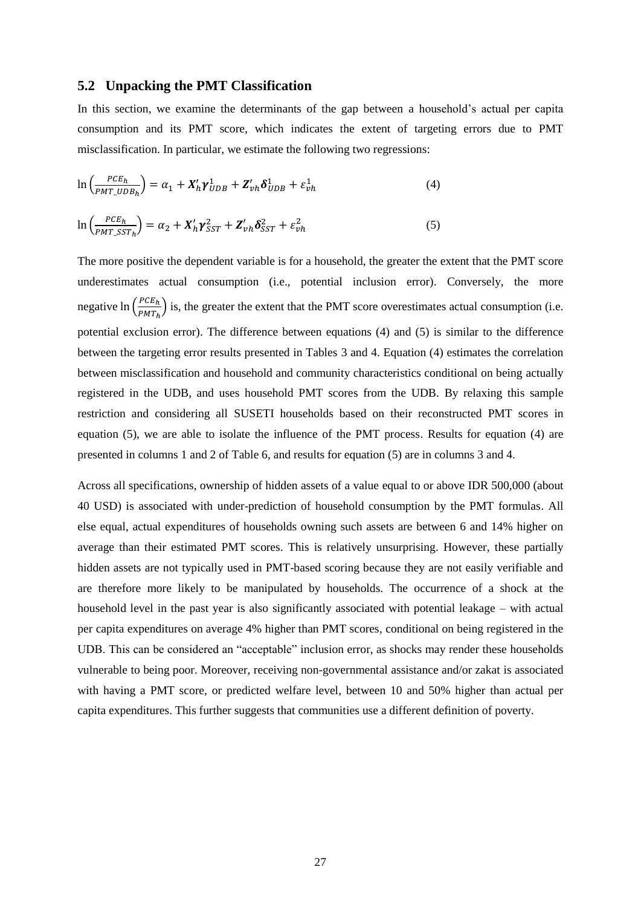## 5.2 Unpacking the PMT Classification

In this section, we examine the determinants of the gap between a household's actual per capita consumption and its PMT score, which indicates the extent of targeting errors due to PMT misclassification. In particular, we estimate the following two regressions:

$$\ln\left(\frac{PCE_h}{PMT\_UDB_h}\right) = \alpha_1 + \boldsymbol{X}_h'\boldsymbol{\gamma}_{UDB}^1 + \boldsymbol{Z}_{vh}'\boldsymbol{\delta}_{UDB}^1 + \varepsilon_{vh}^1 \qquad (4)$$

$$\ln\left(\frac{PCE_h}{PMT\_SST_h}\right) = \alpha_2 + \boldsymbol{X}_h'\boldsymbol{\gamma}_{SST}^2 + \boldsymbol{Z}_{vh}'\boldsymbol{\delta}_{SST}^2 + \varepsilon_{vh}^2 \qquad (5)$$

The more positive the dependent variable is for a household, the greater the extent that the PMT score underestimates actual consumption (i.e., potential inclusion error). Conversely, the more negative $\ln\left(\frac{PCE_h}{PMT_h}\right)$ is, the greater the extent that the PMT score overestimates actual consumption (i.e. potential exclusion error). The difference between equations (4) and (5) is similar to the difference between the targeting error results presented in Tables 3 and 4. Equation (4) estimates the correlation between misclassification and household and community characteristics conditional on being actually registered in the UDB, and uses household PMT scores from the UDB. By relaxing this sample restriction and considering all SUSETI households based on their reconstructed PMT scores in equation (5), we are able to isolate the influence of the PMT process. Results for equation (4) are presented in columns 1 and 2 of Table 6, and results for equation (5) are in columns 3 and 4.

Across all specifications, ownership of hidden assets of a value equal to or above IDR 500,000 (about 40 USD) is associated with under-prediction of household consumption by the PMT formulas. All else equal, actual expenditures of households owning such assets are between 6 and 14% higher on average than their estimated PMT scores. This is relatively unsurprising. However, these partially hidden assets are not typically used in PMT-based scoring because they are not easily verifiable and are therefore more likely to be manipulated by households. The occurrence of a shock at the household level in the past year is also significantly associated with potential leakage – with actual per capita expenditures on average 4% higher than PMT scores, conditional on being registered in the UDB. This can be considered an "acceptable" inclusion error, as shocks may render these households vulnerable to being poor. Moreover, receiving non-governmental assistance and/or zakat is associated with having a PMT score, or predicted welfare level, between 10 and 50% higher than actual per capita expenditures. This further suggests that communities use a different definition of poverty.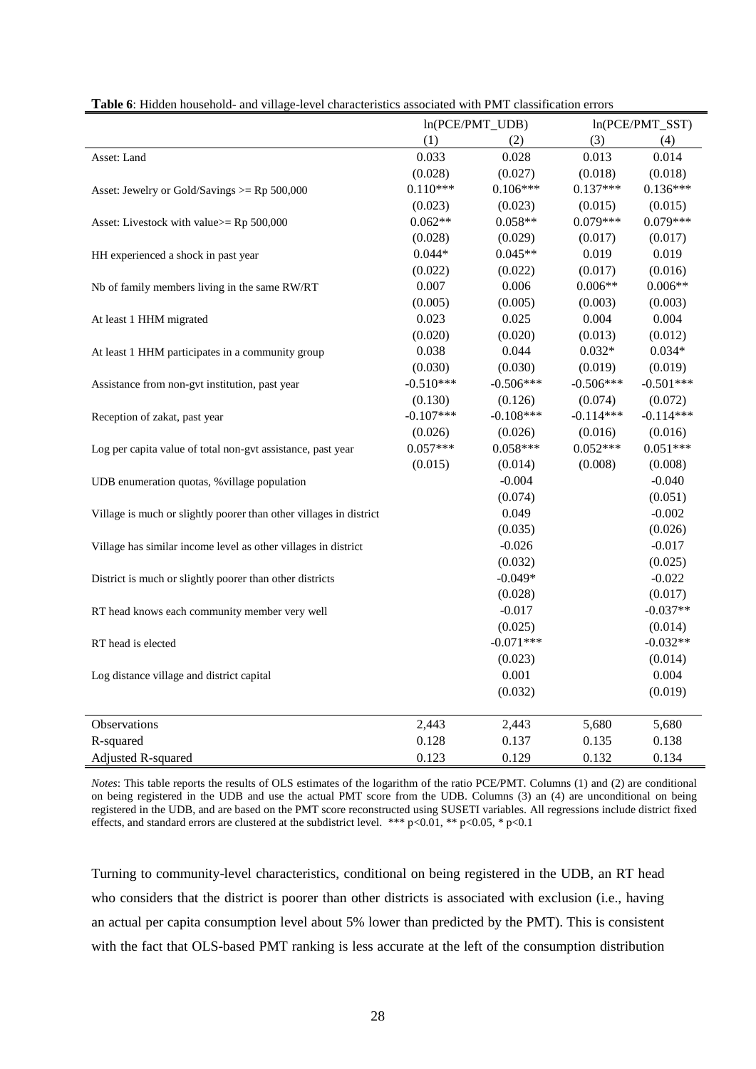**Table 6**: Hidden household- and village-level characteristics associated with PMT classification errors

| | ln(PCE/PMT_UDB) | | ln(PCE/PMT_SST) | |
|---|---|---|---|---|
| | (1) | (2) | (3) | (4) |
| Asset: Land | 0.033 | 0.028 | 0.013 | 0.014 |
| | (0.028) | (0.027) | (0.018) | (0.018) |
| Asset: Jewelry or Gold/Savings >= Rp 500,000 | 0.110*** | 0.106*** | 0.137*** | 0.136*** |
| | (0.023) | (0.023) | (0.015) | (0.015) |
| Asset: Livestock with value>= Rp 500,000 | 0.062** | 0.058** | 0.079*** | 0.079*** |
| | (0.028) | (0.029) | (0.017) | (0.017) |
| HH experienced a shock in past year | 0.044* | 0.045** | 0.019 | 0.019 |
| | (0.022) | (0.022) | (0.017) | (0.016) |
| Nb of family members living in the same RW/RT | 0.007 | 0.006 | 0.006** | 0.006** |
| | (0.005) | (0.005) | (0.003) | (0.003) |
| At least 1 HHM migrated | 0.023 | 0.025 | 0.004 | 0.004 |
| | (0.020) | (0.020) | (0.013) | (0.012) |
| At least 1 HHM participates in a community group | 0.038 | 0.044 | 0.032* | 0.034* |
| | (0.030) | (0.030) | (0.019) | (0.019) |
| Assistance from non-gvt institution, past year | -0.510*** | -0.506*** | -0.506*** | -0.501*** |
| | (0.130) | (0.126) | (0.074) | (0.072) |
| Reception of zakat, past year | -0.107*** | -0.108*** | -0.114*** | -0.114*** |
| | (0.026) | (0.026) | (0.016) | (0.016) |
| Log per capita value of total non-gvt assistance, past year | 0.057*** | 0.058*** | 0.052*** | 0.051*** |
| | (0.015) | (0.014) | (0.008) | (0.008) |
| UDB enumeration quotas, %village population | | -0.004 | | -0.040 |
| | | (0.074) | | (0.051) |
| Village is much or slightly poorer than other villages in district | | 0.049 | | -0.002 |
| | | (0.035) | | (0.026) |
| Village has similar income level as other villages in district | | -0.026 | | -0.017 |
| | | (0.032) | | (0.025) |
| District is much or slightly poorer than other districts | | -0.049* | | -0.022 |
| | | (0.028) | | (0.017) |
| RT head knows each community member very well | | -0.017 | | -0.037** |
| | | (0.025) | | (0.014) |
| RT head is elected | | -0.071*** | | -0.032** |
| | | (0.023) | | (0.014) |
| Log distance village and district capital | | 0.001 | | 0.004 |
| | | (0.032) | | (0.019) |
| Observations | 2,443 | 2,443 | 5,680 | 5,680 |
| R-squared | 0.128 | 0.137 | 0.135 | 0.138 |
| Adjusted R-squared | 0.123 | 0.129 | 0.132 | 0.134 |

*Notes*: This table reports the results of OLS estimates of the logarithm of the ratio PCE/PMT. Columns (1) and (2) are conditional on being registered in the UDB and use the actual PMT score from the UDB. Columns (3) an (4) are unconditional on being registered in the UDB, and are based on the PMT score reconstructed using SUSETI variables. All regressions include district fixed effects, and standard errors are clustered at the subdistrict level. *** p<0.01, ** p<0.05, * p<0.1

Turning to community-level characteristics, conditional on being registered in the UDB, an RT head who considers that the district is poorer than other districts is associated with exclusion (i.e., having an actual per capita consumption level about 5% lower than predicted by the PMT). This is consistent with the fact that OLS-based PMT ranking is less accurate at the left of the consumption distribution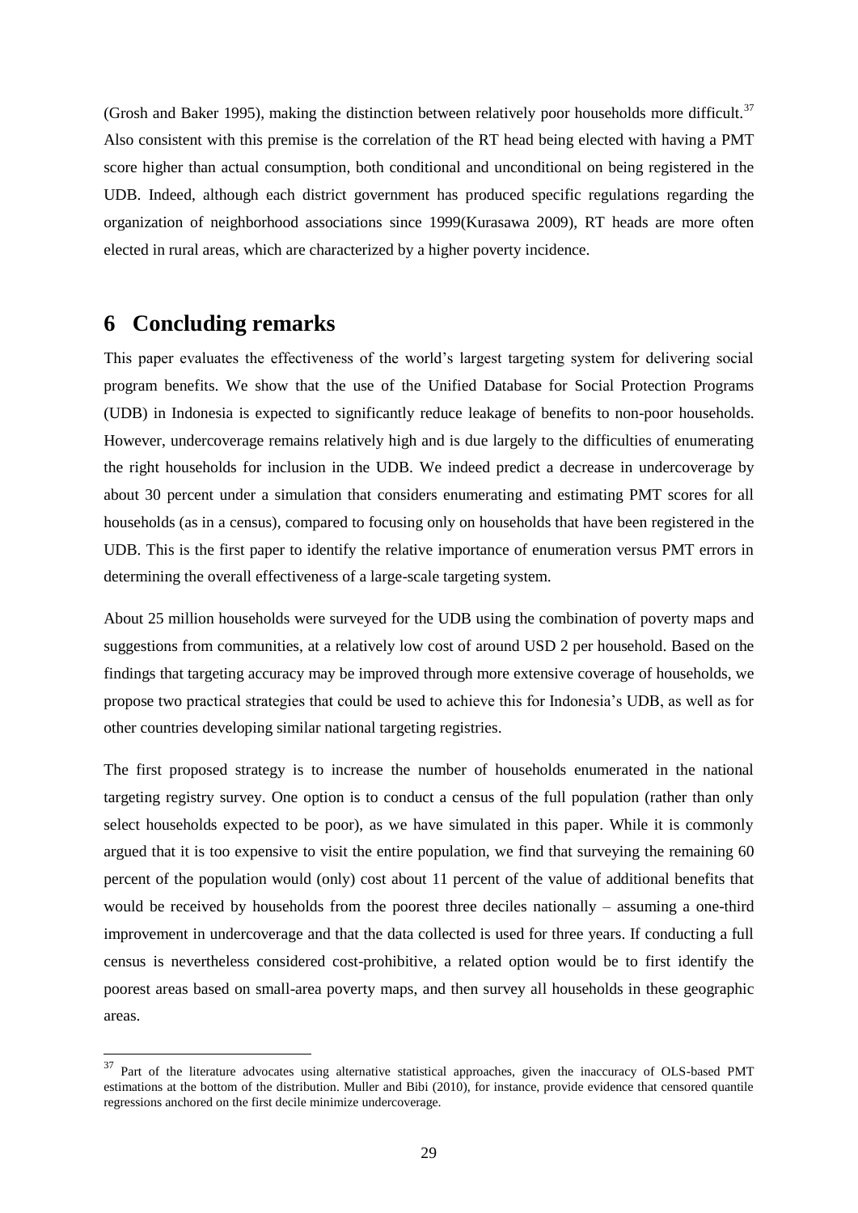(Grosh and Baker 1995), making the distinction between relatively poor households more difficult.[37] Also consistent with this premise is the correlation of the RT head being elected with having a PMT score higher than actual consumption, both conditional and unconditional on being registered in the UDB. Indeed, although each district government has produced specific regulations regarding the organization of neighborhood associations since 1999(Kurasawa 2009), RT heads are more often elected in rural areas, which are characterized by a higher poverty incidence.

# 6 Concluding remarks

This paper evaluates the effectiveness of the world's largest targeting system for delivering social program benefits. We show that the use of the Unified Database for Social Protection Programs (UDB) in Indonesia is expected to significantly reduce leakage of benefits to non-poor households. However, undercoverage remains relatively high and is due largely to the difficulties of enumerating the right households for inclusion in the UDB. We indeed predict a decrease in undercoverage by about 30 percent under a simulation that considers enumerating and estimating PMT scores for all households (as in a census), compared to focusing only on households that have been registered in the UDB. This is the first paper to identify the relative importance of enumeration versus PMT errors in determining the overall effectiveness of a large-scale targeting system.

About 25 million households were surveyed for the UDB using the combination of poverty maps and suggestions from communities, at a relatively low cost of around USD 2 per household. Based on the findings that targeting accuracy may be improved through more extensive coverage of households, we propose two practical strategies that could be used to achieve this for Indonesia's UDB, as well as for other countries developing similar national targeting registries.

The first proposed strategy is to increase the number of households enumerated in the national targeting registry survey. One option is to conduct a census of the full population (rather than only select households expected to be poor), as we have simulated in this paper. While it is commonly argued that it is too expensive to visit the entire population, we find that surveying the remaining 60 percent of the population would (only) cost about 11 percent of the value of additional benefits that would be received by households from the poorest three deciles nationally – assuming a one-third improvement in undercoverage and that the data collected is used for three years. If conducting a full census is nevertheless considered cost-prohibitive, a related option would be to first identify the poorest areas based on small-area poverty maps, and then survey all households in these geographic areas.

[37] Part of the literature advocates using alternative statistical approaches, given the inaccuracy of OLS-based PMT estimations at the bottom of the distribution. Muller and Bibi (2010), for instance, provide evidence that censored quantile regressions anchored on the first decile minimize undercoverage.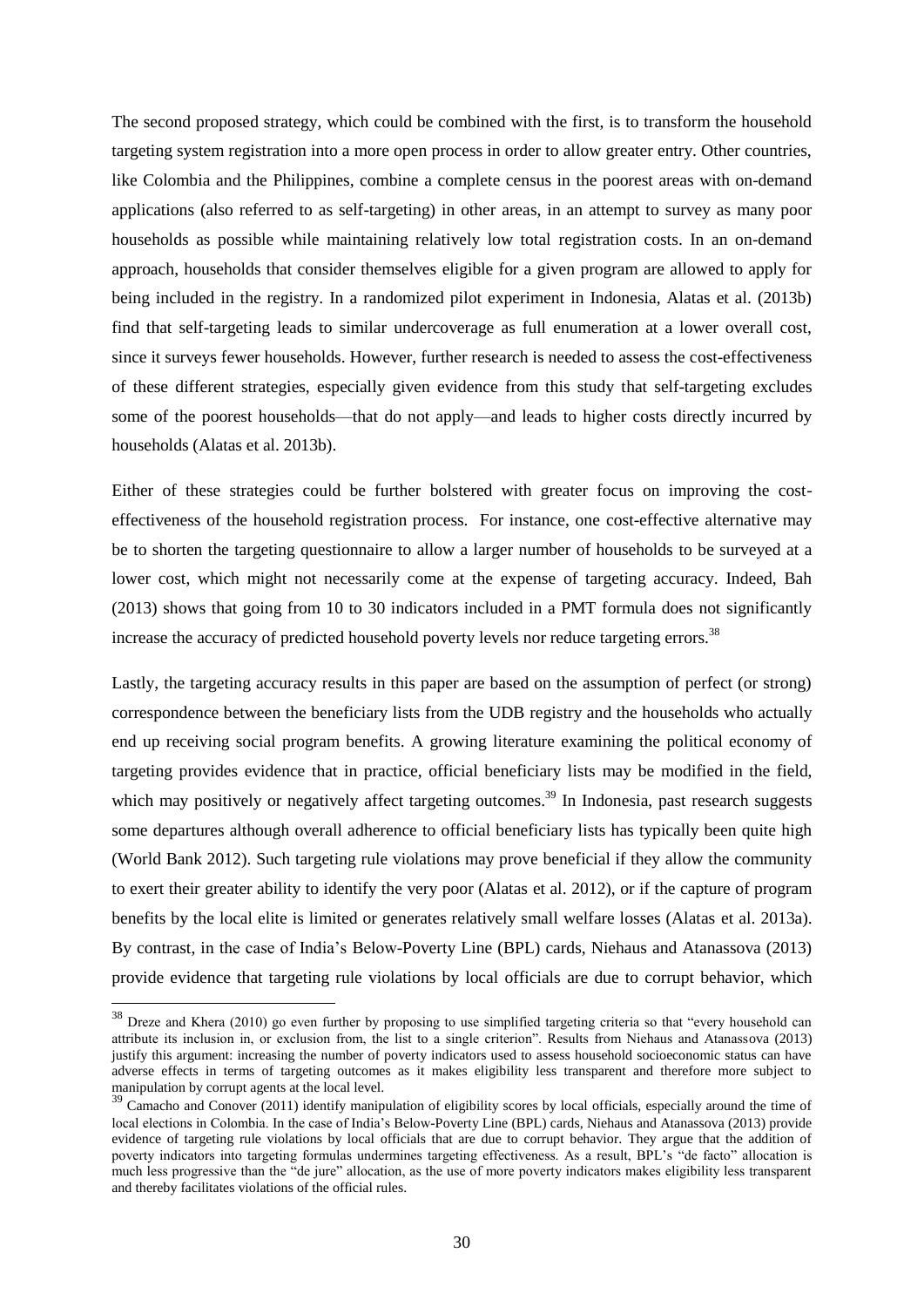The second proposed strategy, which could be combined with the first, is to transform the household targeting system registration into a more open process in order to allow greater entry. Other countries, like Colombia and the Philippines, combine a complete census in the poorest areas with on-demand applications (also referred to as self-targeting) in other areas, in an attempt to survey as many poor households as possible while maintaining relatively low total registration costs. In an on-demand approach, households that consider themselves eligible for a given program are allowed to apply for being included in the registry. In a randomized pilot experiment in Indonesia, Alatas et al. (2013b) find that self-targeting leads to similar undercoverage as full enumeration at a lower overall cost, since it surveys fewer households. However, further research is needed to assess the cost-effectiveness of these different strategies, especially given evidence from this study that self-targeting excludes some of the poorest households—that do not apply—and leads to higher costs directly incurred by households (Alatas et al. 2013b).

Either of these strategies could be further bolstered with greater focus on improving the cost-effectiveness of the household registration process. For instance, one cost-effective alternative may be to shorten the targeting questionnaire to allow a larger number of households to be surveyed at a lower cost, which might not necessarily come at the expense of targeting accuracy. Indeed, Bah (2013) shows that going from 10 to 30 indicators included in a PMT formula does not significantly increase the accuracy of predicted household poverty levels nor reduce targeting errors.[38]

Lastly, the targeting accuracy results in this paper are based on the assumption of perfect (or strong) correspondence between the beneficiary lists from the UDB registry and the households who actually end up receiving social program benefits. A growing literature examining the political economy of targeting provides evidence that in practice, official beneficiary lists may be modified in the field, which may positively or negatively affect targeting outcomes.[39] In Indonesia, past research suggests some departures although overall adherence to official beneficiary lists has typically been quite high (World Bank 2012). Such targeting rule violations may prove beneficial if they allow the community to exert their greater ability to identify the very poor (Alatas et al. 2012), or if the capture of program benefits by the local elite is limited or generates relatively small welfare losses (Alatas et al. 2013a). By contrast, in the case of India's Below-Poverty Line (BPL) cards, Niehaus and Atanassova (2013) provide evidence that targeting rule violations by local officials are due to corrupt behavior, which

---

[38] Dreze and Khera (2010) go even further by proposing to use simplified targeting criteria so that "every household can attribute its inclusion in, or exclusion from, the list to a single criterion". Results from Niehaus and Atanassova (2013) justify this argument: increasing the number of poverty indicators used to assess household socioeconomic status can have adverse effects in terms of targeting outcomes as it makes eligibility less transparent and therefore more subject to manipulation by corrupt agents at the local level.

[39] Camacho and Conover (2011) identify manipulation of eligibility scores by local officials, especially around the time of local elections in Colombia. In the case of India's Below-Poverty Line (BPL) cards, Niehaus and Atanassova (2013) provide evidence of targeting rule violations by local officials that are due to corrupt behavior. They argue that the addition of poverty indicators into targeting formulas undermines targeting effectiveness. As a result, BPL's "de facto" allocation is much less progressive than the "de jure" allocation, as the use of more poverty indicators makes eligibility less transparent and thereby facilitates violations of the official rules.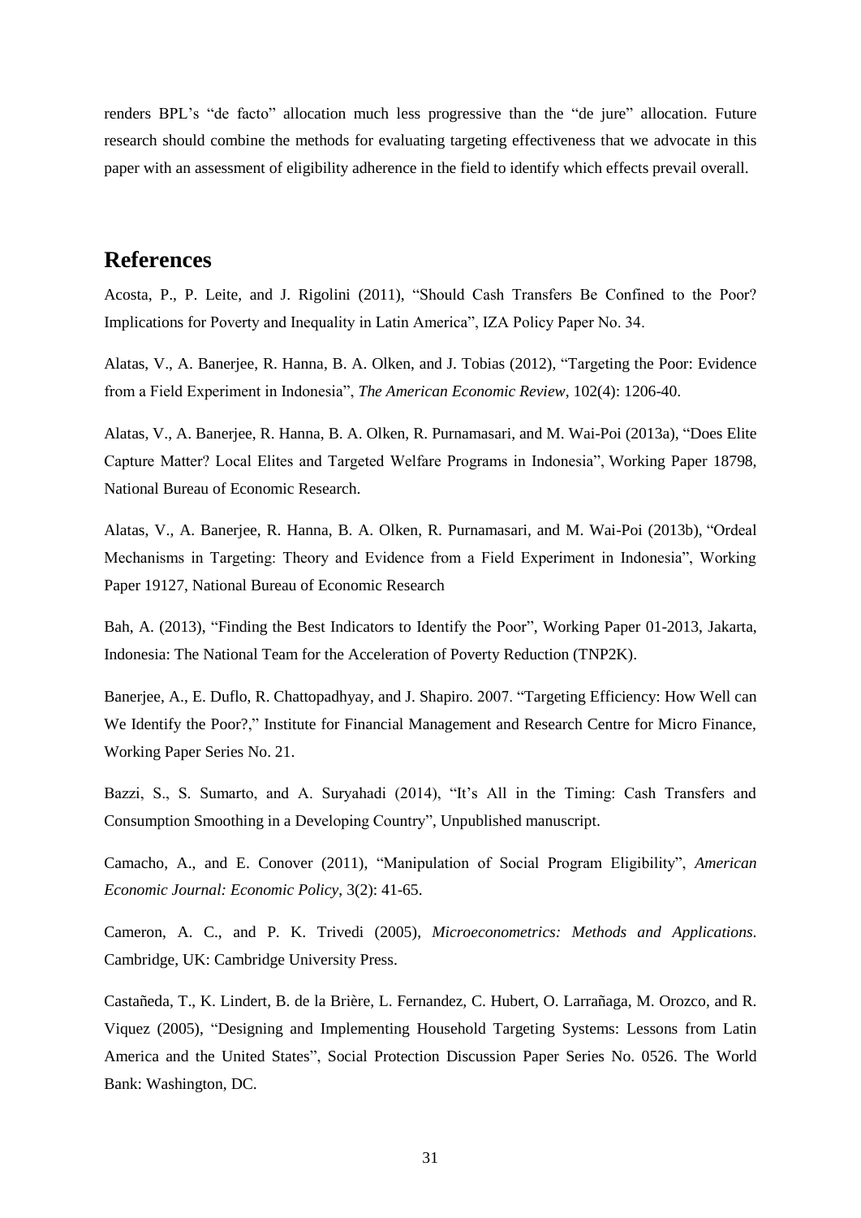renders BPL's "de facto" allocation much less progressive than the "de jure" allocation. Future research should combine the methods for evaluating targeting effectiveness that we advocate in this paper with an assessment of eligibility adherence in the field to identify which effects prevail overall.

## References

Acosta, P., P. Leite, and J. Rigolini (2011), "Should Cash Transfers Be Confined to the Poor? Implications for Poverty and Inequality in Latin America", IZA Policy Paper No. 34.

Alatas, V., A. Banerjee, R. Hanna, B. A. Olken, and J. Tobias (2012), "Targeting the Poor: Evidence from a Field Experiment in Indonesia", *The American Economic Review*, 102(4): 1206-40.

Alatas, V., A. Banerjee, R. Hanna, B. A. Olken, R. Purnamasari, and M. Wai-Poi (2013a), "Does Elite Capture Matter? Local Elites and Targeted Welfare Programs in Indonesia", Working Paper 18798, National Bureau of Economic Research.

Alatas, V., A. Banerjee, R. Hanna, B. A. Olken, R. Purnamasari, and M. Wai-Poi (2013b), "Ordeal Mechanisms in Targeting: Theory and Evidence from a Field Experiment in Indonesia", Working Paper 19127, National Bureau of Economic Research

Bah, A. (2013), "Finding the Best Indicators to Identify the Poor", Working Paper 01-2013, Jakarta, Indonesia: The National Team for the Acceleration of Poverty Reduction (TNP2K).

Banerjee, A., E. Duflo, R. Chattopadhyay, and J. Shapiro. 2007. "Targeting Efficiency: How Well can We Identify the Poor?," Institute for Financial Management and Research Centre for Micro Finance, Working Paper Series No. 21.

Bazzi, S., S. Sumarto, and A. Suryahadi (2014), "It's All in the Timing: Cash Transfers and Consumption Smoothing in a Developing Country", Unpublished manuscript.

Camacho, A., and E. Conover (2011), "Manipulation of Social Program Eligibility", *American Economic Journal: Economic Policy*, 3(2): 41-65.

Cameron, A. C., and P. K. Trivedi (2005), *Microeconometrics: Methods and Applications*. Cambridge, UK: Cambridge University Press.

Castañeda, T., K. Lindert, B. de la Brière, L. Fernandez, C. Hubert, O. Larrañaga, M. Orozco, and R. Viquez (2005), "Designing and Implementing Household Targeting Systems: Lessons from Latin America and the United States", Social Protection Discussion Paper Series No. 0526. The World Bank: Washington, DC.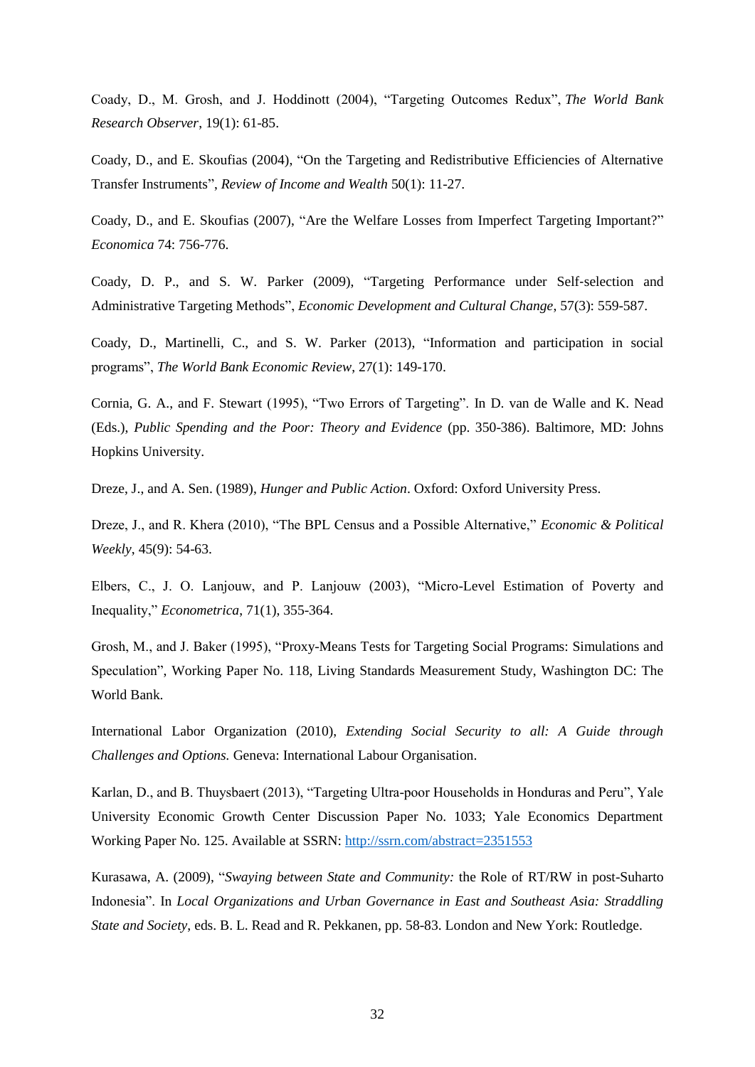Coady, D., M. Grosh, and J. Hoddinott (2004), "Targeting Outcomes Redux", *The World Bank Research Observer*, 19(1): 61-85.

Coady, D., and E. Skoufias (2004), "On the Targeting and Redistributive Efficiencies of Alternative Transfer Instruments", *Review of Income and Wealth* 50(1): 11-27.

Coady, D., and E. Skoufias (2007), "Are the Welfare Losses from Imperfect Targeting Important?" *Economica* 74: 756-776.

Coady, D. P., and S. W. Parker (2009), "Targeting Performance under Self-selection and Administrative Targeting Methods", *Economic Development and Cultural Change*, 57(3): 559-587.

Coady, D., Martinelli, C., and S. W. Parker (2013), "Information and participation in social programs", *The World Bank Economic Review*, 27(1): 149-170.

Cornia, G. A., and F. Stewart (1995), "Two Errors of Targeting". In D. van de Walle and K. Nead (Eds.), *Public Spending and the Poor: Theory and Evidence* (pp. 350-386). Baltimore, MD: Johns Hopkins University.

Dreze, J., and A. Sen. (1989), *Hunger and Public Action*. Oxford: Oxford University Press.

Dreze, J., and R. Khera (2010), "The BPL Census and a Possible Alternative," *Economic & Political Weekly*, 45(9): 54-63.

Elbers, C., J. O. Lanjouw, and P. Lanjouw (2003), "Micro-Level Estimation of Poverty and Inequality," *Econometrica*, 71(1), 355-364.

Grosh, M., and J. Baker (1995), "Proxy-Means Tests for Targeting Social Programs: Simulations and Speculation", Working Paper No. 118, Living Standards Measurement Study, Washington DC: The World Bank.

International Labor Organization (2010), *Extending Social Security to all: A Guide through Challenges and Options.* Geneva: International Labour Organisation.

Karlan, D., and B. Thuysbaert (2013), "Targeting Ultra-poor Households in Honduras and Peru", Yale University Economic Growth Center Discussion Paper No. 1033; Yale Economics Department Working Paper No. 125. Available at SSRN: http://ssrn.com/abstract=2351553

Kurasawa, A. (2009), "*Swaying between State and Community:* the Role of RT/RW in post-Suharto Indonesia". In *Local Organizations and Urban Governance in East and Southeast Asia: Straddling State and Society*, eds. B. L. Read and R. Pekkanen, pp. 58-83. London and New York: Routledge.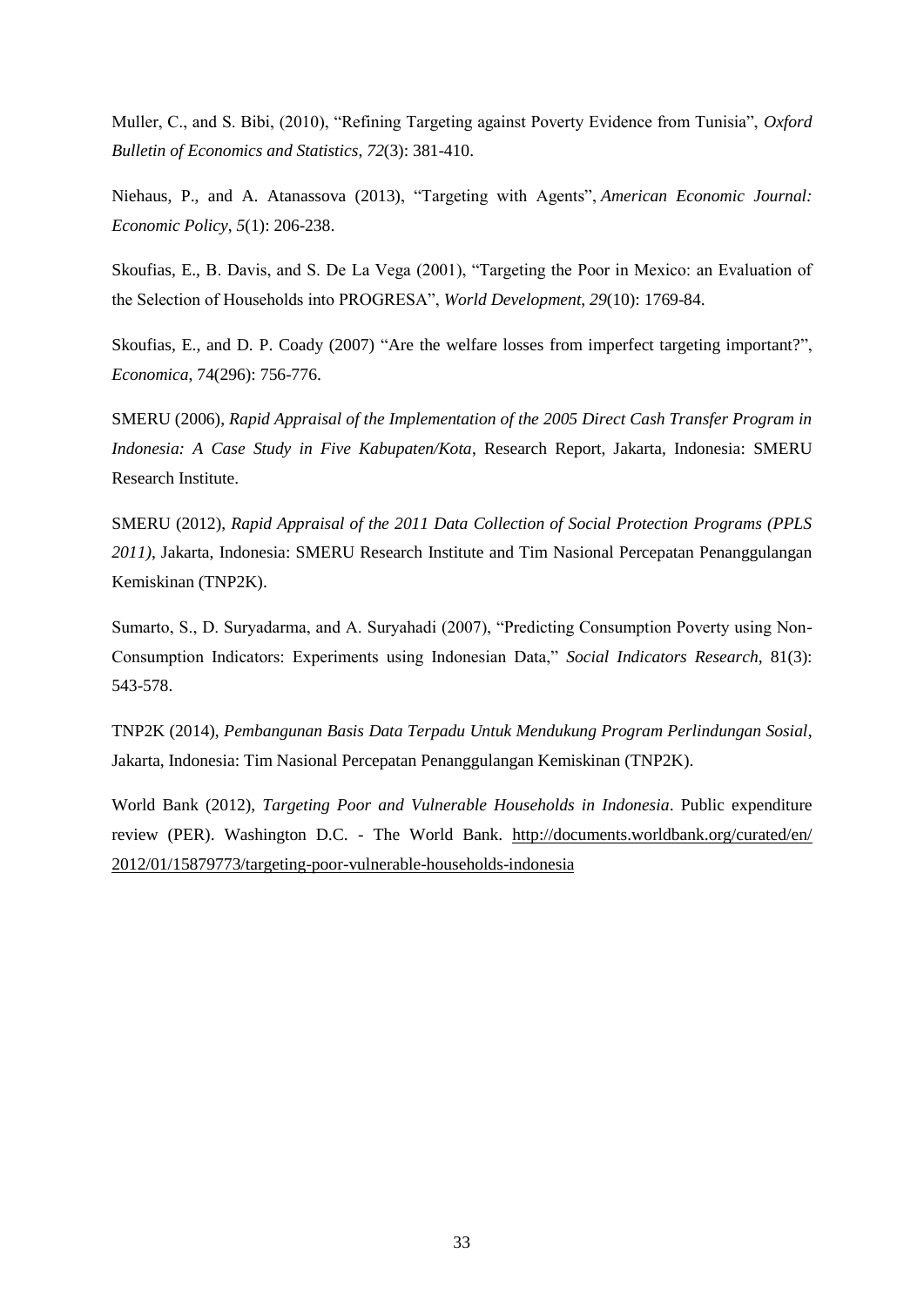Muller, C., and S. Bibi, (2010), "Refining Targeting against Poverty Evidence from Tunisia", *Oxford Bulletin of Economics and Statistics*, *72*(3): 381-410.

Niehaus, P., and A. Atanassova (2013), "Targeting with Agents", *American Economic Journal: Economic Policy*, *5*(1): 206-238.

Skoufias, E., B. Davis, and S. De La Vega (2001), "Targeting the Poor in Mexico: an Evaluation of the Selection of Households into PROGRESA", *World Development*, *29*(10): 1769-84.

Skoufias, E., and D. P. Coady (2007) "Are the welfare losses from imperfect targeting important?", *Economica*, 74(296): 756-776.

SMERU (2006), *Rapid Appraisal of the Implementation of the 2005 Direct Cash Transfer Program in Indonesia: A Case Study in Five Kabupaten/Kota*, Research Report, Jakarta, Indonesia: SMERU Research Institute.

SMERU (2012), *Rapid Appraisal of the 2011 Data Collection of Social Protection Programs (PPLS 2011)*, Jakarta, Indonesia: SMERU Research Institute and Tim Nasional Percepatan Penanggulangan Kemiskinan (TNP2K).

Sumarto, S., D. Suryadarma, and A. Suryahadi (2007), "Predicting Consumption Poverty using Non-Consumption Indicators: Experiments using Indonesian Data," *Social Indicators Research*, 81(3): 543-578.

TNP2K (2014), *Pembangunan Basis Data Terpadu Untuk Mendukung Program Perlindungan Sosial*, Jakarta, Indonesia: Tim Nasional Percepatan Penanggulangan Kemiskinan (TNP2K).

World Bank (2012), *Targeting Poor and Vulnerable Households in Indonesia*. Public expenditure review (PER). Washington D.C. - The World Bank. http://documents.worldbank.org/curated/en/2012/01/15879773/targeting-poor-vulnerable-households-indonesia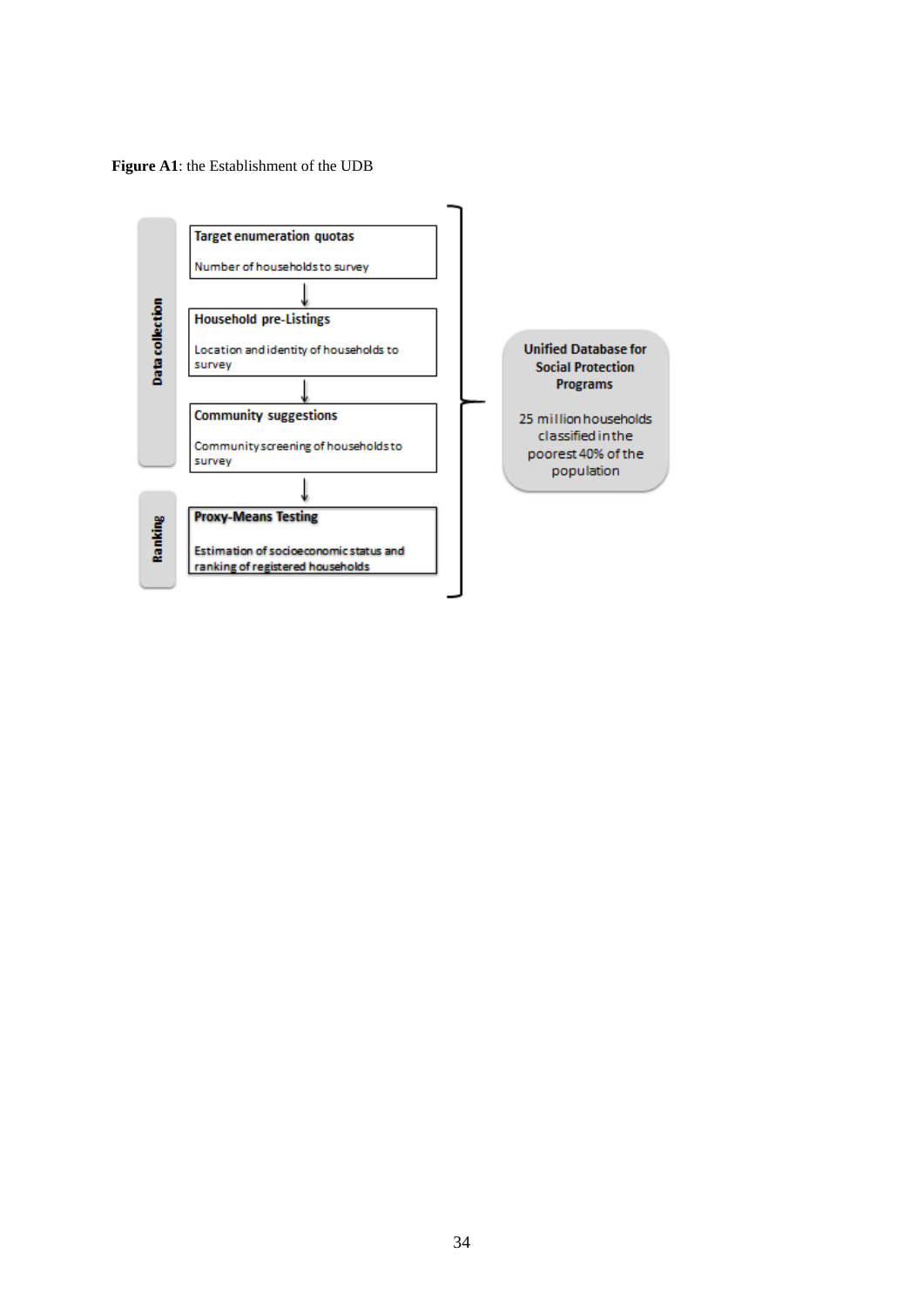**Figure A1**: the Establishment of the UDB

**Data collection**

**Target enumeration quotas**

Number of households to survey

↓

**Household pre-Listings**

Location and identity of households to survey

↓

**Community suggestions**

Community screening of households to survey

↓

**Ranking**

**Proxy-Means Testing**

Estimation of socioeconomic status and ranking of registered households

**Unified Database for Social Protection Programs**

25 million households classified in the poorest 40% of the population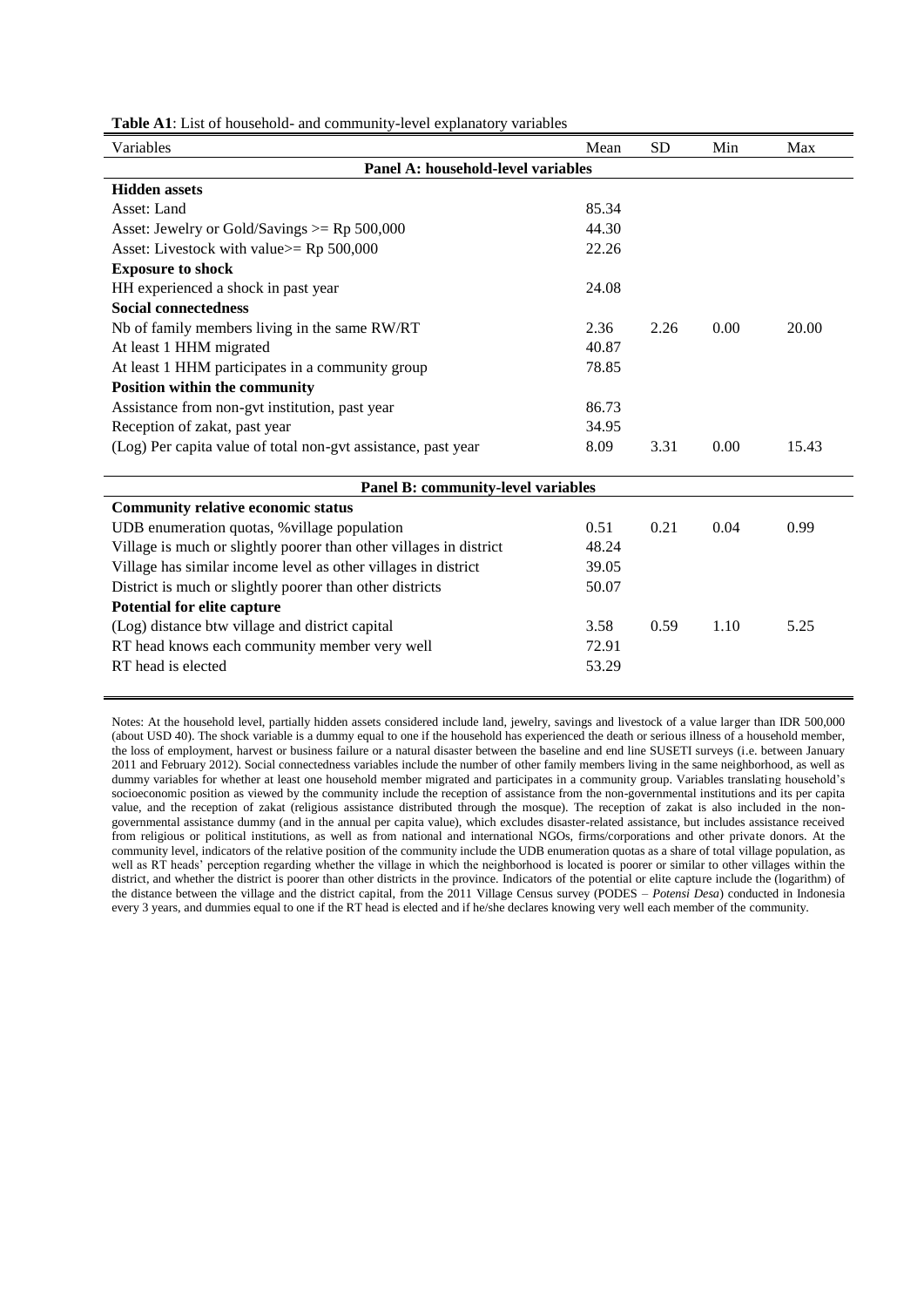**Table A1**: List of household- and community-level explanatory variables

| Variables | Mean | SD | Min | Max |
|---|---|---|---|---|
| **Panel A: household-level variables** | | | | |
| **Hidden assets** | | | | |
| Asset: Land | 85.34 | | | |
| Asset: Jewelry or Gold/Savings >= Rp 500,000 | 44.30 | | | |
| Asset: Livestock with value>= Rp 500,000 | 22.26 | | | |
| **Exposure to shock** | | | | |
| HH experienced a shock in past year | 24.08 | | | |
| **Social connectedness** | | | | |
| Nb of family members living in the same RW/RT | 2.36 | 2.26 | 0.00 | 20.00 |
| At least 1 HHM migrated | 40.87 | | | |
| At least 1 HHM participates in a community group | 78.85 | | | |
| **Position within the community** | | | | |
| Assistance from non-gvt institution, past year | 86.73 | | | |
| Reception of zakat, past year | 34.95 | | | |
| (Log) Per capita value of total non-gvt assistance, past year | 8.09 | 3.31 | 0.00 | 15.43 |
| **Panel B: community-level variables** | | | | |
| **Community relative economic status** | | | | |
| UDB enumeration quotas, %village population | 0.51 | 0.21 | 0.04 | 0.99 |
| Village is much or slightly poorer than other villages in district | 48.24 | | | |
| Village has similar income level as other villages in district | 39.05 | | | |
| District is much or slightly poorer than other districts | 50.07 | | | |
| **Potential for elite capture** | | | | |
| (Log) distance btw village and district capital | 3.58 | 0.59 | 1.10 | 5.25 |
| RT head knows each community member very well | 72.91 | | | |
| RT head is elected | 53.29 | | | |

Notes: At the household level, partially hidden assets considered include land, jewelry, savings and livestock of a value larger than IDR 500,000 (about USD 40). The shock variable is a dummy equal to one if the household has experienced the death or serious illness of a household member, the loss of employment, harvest or business failure or a natural disaster between the baseline and end line SUSETI surveys (i.e. between January 2011 and February 2012). Social connectedness variables include the number of other family members living in the same neighborhood, as well as dummy variables for whether at least one household member migrated and participates in a community group. Variables translating household's socioeconomic position as viewed by the community include the reception of assistance from the non-governmental institutions and its per capita value, and the reception of zakat (religious assistance distributed through the mosque). The reception of zakat is also included in the non-governmental assistance dummy (and in the annual per capita value), which excludes disaster-related assistance, but includes assistance received from religious or political institutions, as well as from national and international NGOs, firms/corporations and other private donors. At the community level, indicators of the relative position of the community include the UDB enumeration quotas as a share of total village population, as well as RT heads' perception regarding whether the village in which the neighborhood is located is poorer or similar to other villages within the district, and whether the district is poorer than other districts in the province. Indicators of the potential or elite capture include the (logarithm) of the distance between the village and the district capital, from the 2011 Village Census survey (PODES – *Potensi Desa*) conducted in Indonesia every 3 years, and dummies equal to one if the RT head is elected and if he/she declares knowing very well each member of the community.